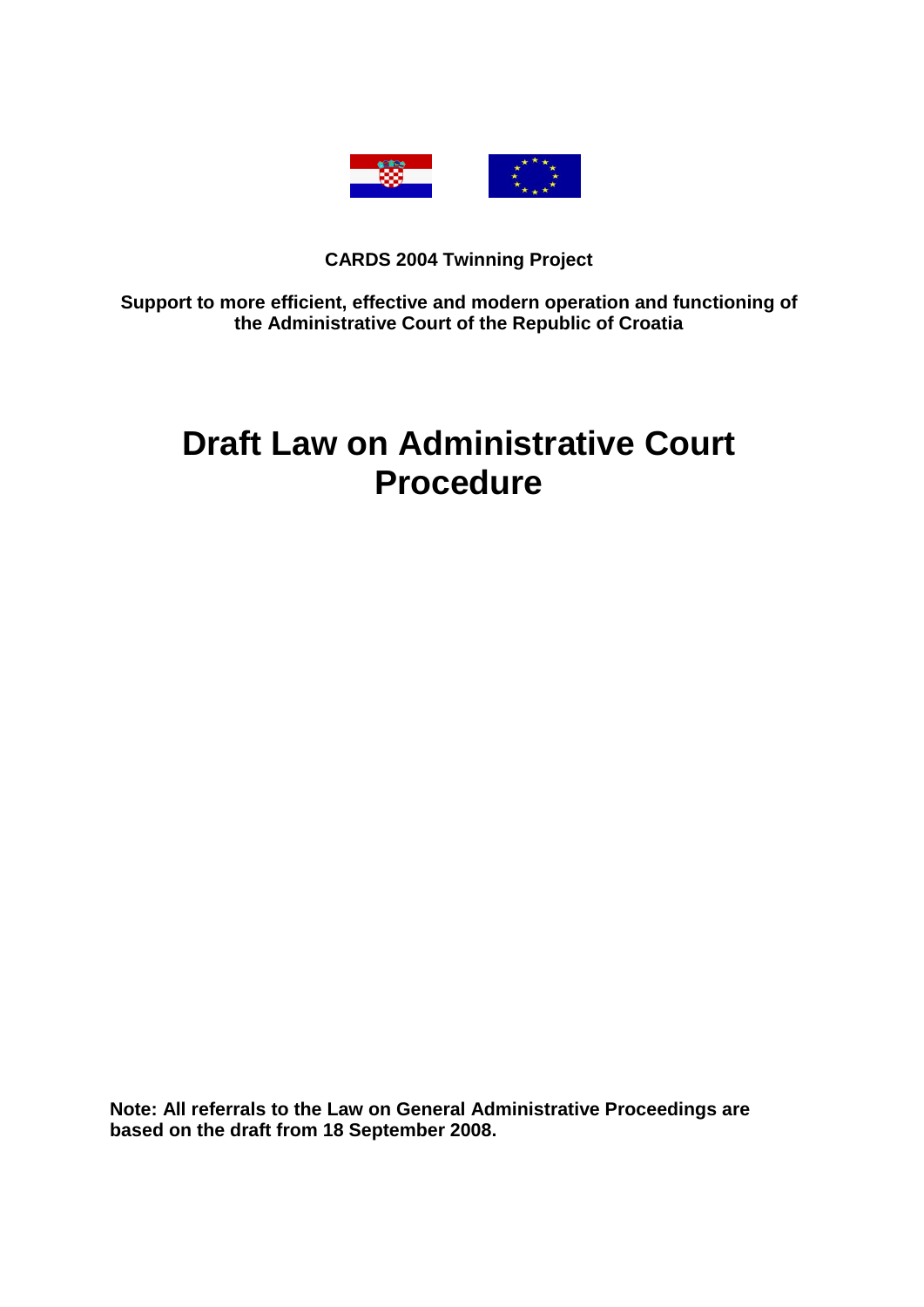**CARDS 2004 Twinning Project**

**Support to more efficient, effective and modern operation and functioning of the Administrative Court of the Republic of Croatia**

# Draft Law on Administrative Court Procedure

**Note: All referrals to the Law on General Administrative Proceedings are based on the draft from 18 September 2008.**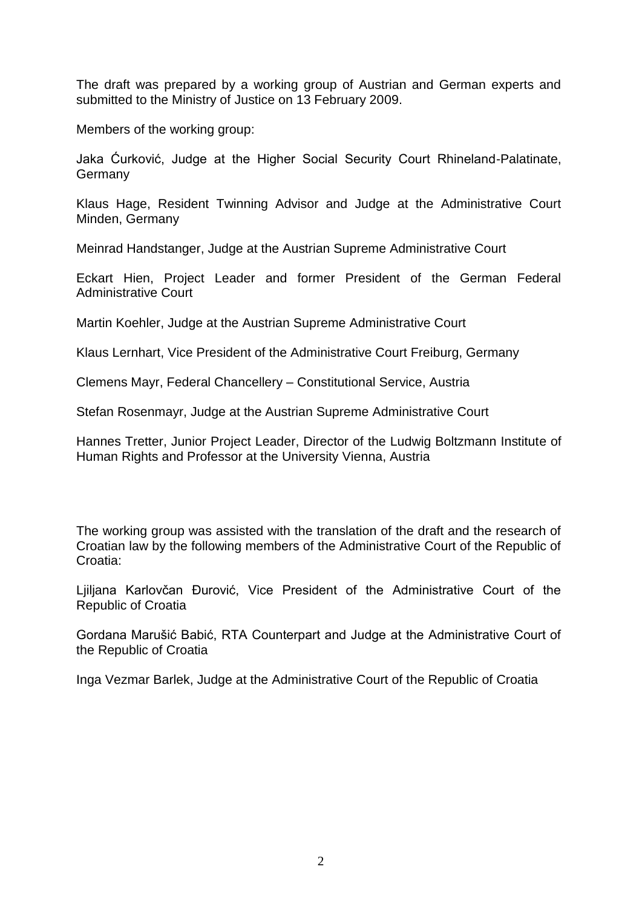The draft was prepared by a working group of Austrian and German experts and submitted to the Ministry of Justice on 13 February 2009.

Members of the working group:

Jaka Ćurković, Judge at the Higher Social Security Court Rhineland-Palatinate, Germany

Klaus Hage, Resident Twinning Advisor and Judge at the Administrative Court Minden, Germany

Meinrad Handstanger, Judge at the Austrian Supreme Administrative Court

Eckart Hien, Project Leader and former President of the German Federal Administrative Court

Martin Koehler, Judge at the Austrian Supreme Administrative Court

Klaus Lernhart, Vice President of the Administrative Court Freiburg, Germany

Clemens Mayr, Federal Chancellery – Constitutional Service, Austria

Stefan Rosenmayr, Judge at the Austrian Supreme Administrative Court

Hannes Tretter, Junior Project Leader, Director of the Ludwig Boltzmann Institute of Human Rights and Professor at the University Vienna, Austria

The working group was assisted with the translation of the draft and the research of Croatian law by the following members of the Administrative Court of the Republic of Croatia:

Ljiljana Karlovčan Đurović, Vice President of the Administrative Court of the Republic of Croatia

Gordana Marušić Babić, RTA Counterpart and Judge at the Administrative Court of the Republic of Croatia

Inga Vezmar Barlek, Judge at the Administrative Court of the Republic of Croatia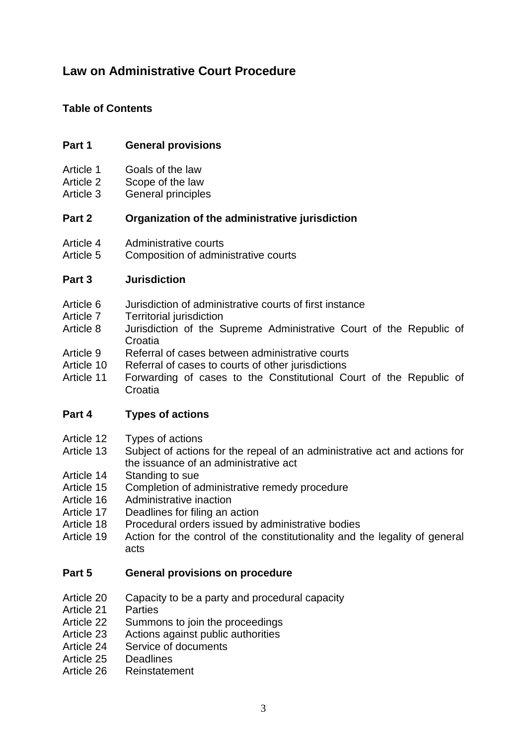# Law on Administrative Court Procedure

## Table of Contents

### Part 1 General provisions

Article 1 Goals of the law
Article 2 Scope of the law
Article 3 General principles

### Part 2 Organization of the administrative jurisdiction

Article 4 Administrative courts
Article 5 Composition of administrative courts

### Part 3 Jurisdiction

Article 6 Jurisdiction of administrative courts of first instance
Article 7 Territorial jurisdiction
Article 8 Jurisdiction of the Supreme Administrative Court of the Republic of Croatia
Article 9 Referral of cases between administrative courts
Article 10 Referral of cases to courts of other jurisdictions
Article 11 Forwarding of cases to the Constitutional Court of the Republic of Croatia

### Part 4 Types of actions

Article 12 Types of actions
Article 13 Subject of actions for the repeal of an administrative act and actions for the issuance of an administrative act
Article 14 Standing to sue
Article 15 Completion of administrative remedy procedure
Article 16 Administrative inaction
Article 17 Deadlines for filing an action
Article 18 Procedural orders issued by administrative bodies
Article 19 Action for the control of the constitutionality and the legality of general acts

### Part 5 General provisions on procedure

Article 20 Capacity to be a party and procedural capacity
Article 21 Parties
Article 22 Summons to join the proceedings
Article 23 Actions against public authorities
Article 24 Service of documents
Article 25 Deadlines
Article 26 Reinstatement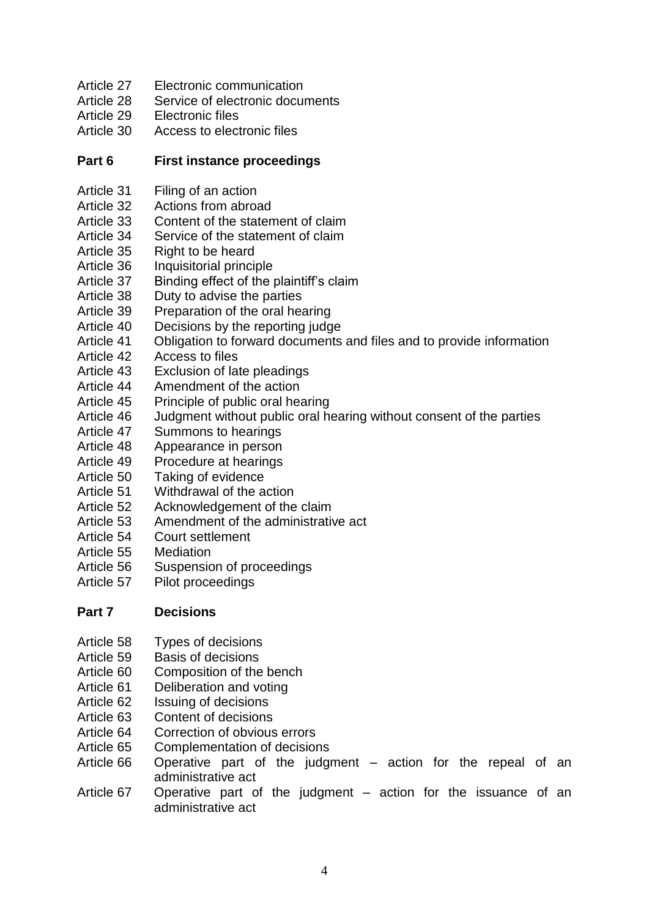Article 27 Electronic communication
Article 28 Service of electronic documents
Article 29 Electronic files
Article 30 Access to electronic files

**Part 6 First instance proceedings**

Article 31 Filing of an action
Article 32 Actions from abroad
Article 33 Content of the statement of claim
Article 34 Service of the statement of claim
Article 35 Right to be heard
Article 36 Inquisitorial principle
Article 37 Binding effect of the plaintiff's claim
Article 38 Duty to advise the parties
Article 39 Preparation of the oral hearing
Article 40 Decisions by the reporting judge
Article 41 Obligation to forward documents and files and to provide information
Article 42 Access to files
Article 43 Exclusion of late pleadings
Article 44 Amendment of the action
Article 45 Principle of public oral hearing
Article 46 Judgment without public oral hearing without consent of the parties
Article 47 Summons to hearings
Article 48 Appearance in person
Article 49 Procedure at hearings
Article 50 Taking of evidence
Article 51 Withdrawal of the action
Article 52 Acknowledgement of the claim
Article 53 Amendment of the administrative act
Article 54 Court settlement
Article 55 Mediation
Article 56 Suspension of proceedings
Article 57 Pilot proceedings

**Part 7 Decisions**

Article 58 Types of decisions
Article 59 Basis of decisions
Article 60 Composition of the bench
Article 61 Deliberation and voting
Article 62 Issuing of decisions
Article 63 Content of decisions
Article 64 Correction of obvious errors
Article 65 Complementation of decisions
Article 66 Operative part of the judgment – action for the repeal of an administrative act
Article 67 Operative part of the judgment – action for the issuance of an administrative act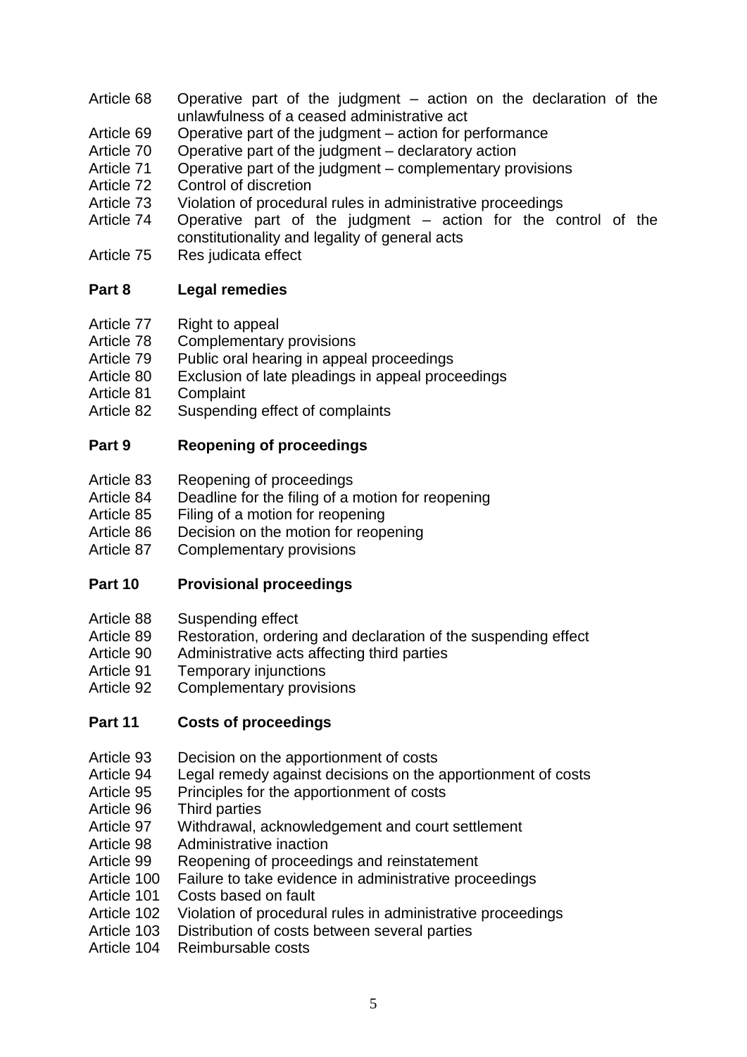Article 68 Operative part of the judgment – action on the declaration of the unlawfulness of a ceased administrative act
Article 69 Operative part of the judgment – action for performance
Article 70 Operative part of the judgment – declaratory action
Article 71 Operative part of the judgment – complementary provisions
Article 72 Control of discretion
Article 73 Violation of procedural rules in administrative proceedings
Article 74 Operative part of the judgment – action for the control of the constitutionality and legality of general acts
Article 75 Res judicata effect

## Part 8 Legal remedies

Article 77 Right to appeal
Article 78 Complementary provisions
Article 79 Public oral hearing in appeal proceedings
Article 80 Exclusion of late pleadings in appeal proceedings
Article 81 Complaint
Article 82 Suspending effect of complaints

## Part 9 Reopening of proceedings

Article 83 Reopening of proceedings
Article 84 Deadline for the filing of a motion for reopening
Article 85 Filing of a motion for reopening
Article 86 Decision on the motion for reopening
Article 87 Complementary provisions

## Part 10 Provisional proceedings

Article 88 Suspending effect
Article 89 Restoration, ordering and declaration of the suspending effect
Article 90 Administrative acts affecting third parties
Article 91 Temporary injunctions
Article 92 Complementary provisions

## Part 11 Costs of proceedings

Article 93 Decision on the apportionment of costs
Article 94 Legal remedy against decisions on the apportionment of costs
Article 95 Principles for the apportionment of costs
Article 96 Third parties
Article 97 Withdrawal, acknowledgement and court settlement
Article 98 Administrative inaction
Article 99 Reopening of proceedings and reinstatement
Article 100 Failure to take evidence in administrative proceedings
Article 101 Costs based on fault
Article 102 Violation of procedural rules in administrative proceedings
Article 103 Distribution of costs between several parties
Article 104 Reimbursable costs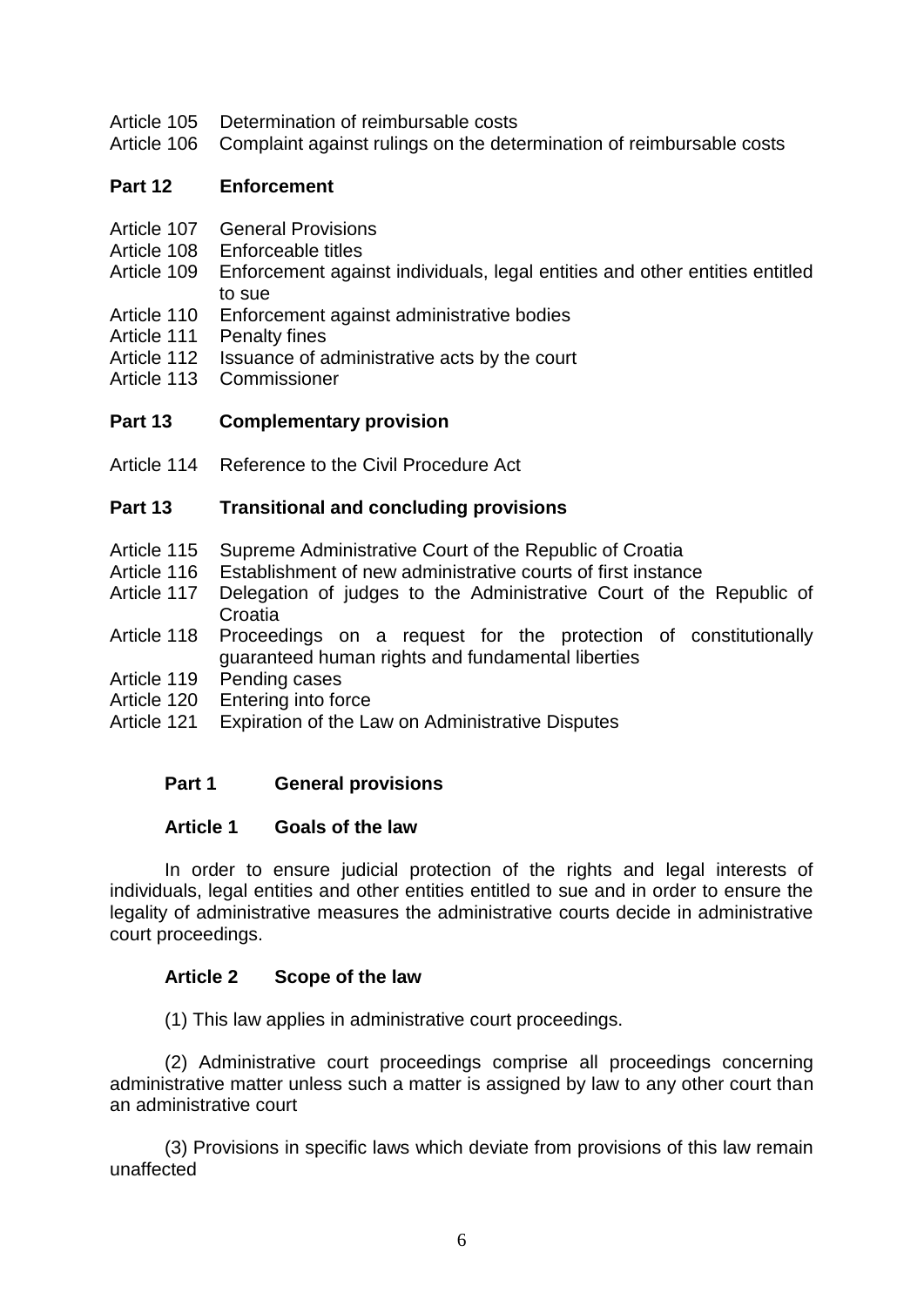Article 105 Determination of reimbursable costs
Article 106 Complaint against rulings on the determination of reimbursable costs

**Part 12 Enforcement**

Article 107 General Provisions
Article 108 Enforceable titles
Article 109 Enforcement against individuals, legal entities and other entities entitled to sue
Article 110 Enforcement against administrative bodies
Article 111 Penalty fines
Article 112 Issuance of administrative acts by the court
Article 113 Commissioner

**Part 13 Complementary provision**

Article 114 Reference to the Civil Procedure Act

**Part 13 Transitional and concluding provisions**

Article 115 Supreme Administrative Court of the Republic of Croatia
Article 116 Establishment of new administrative courts of first instance
Article 117 Delegation of judges to the Administrative Court of the Republic of Croatia
Article 118 Proceedings on a request for the protection of constitutionally guaranteed human rights and fundamental liberties
Article 119 Pending cases
Article 120 Entering into force
Article 121 Expiration of the Law on Administrative Disputes

## Part 1 General provisions

### Article 1 Goals of the law

In order to ensure judicial protection of the rights and legal interests of individuals, legal entities and other entities entitled to sue and in order to ensure the legality of administrative measures the administrative courts decide in administrative court proceedings.

### Article 2 Scope of the law

(1) This law applies in administrative court proceedings.

(2) Administrative court proceedings comprise all proceedings concerning administrative matter unless such a matter is assigned by law to any other court than an administrative court

(3) Provisions in specific laws which deviate from provisions of this law remain unaffected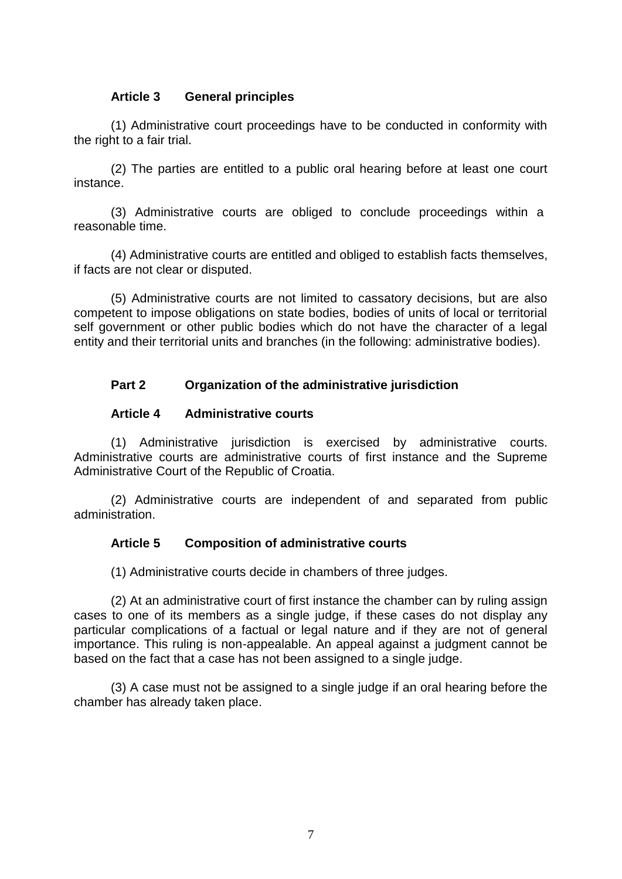### Article 3 General principles

(1) Administrative court proceedings have to be conducted in conformity with the right to a fair trial.

(2) The parties are entitled to a public oral hearing before at least one court instance.

(3) Administrative courts are obliged to conclude proceedings within a reasonable time.

(4) Administrative courts are entitled and obliged to establish facts themselves, if facts are not clear or disputed.

(5) Administrative courts are not limited to cassatory decisions, but are also competent to impose obligations on state bodies, bodies of units of local or territorial self government or other public bodies which do not have the character of a legal entity and their territorial units and branches (in the following: administrative bodies).

## Part 2 Organization of the administrative jurisdiction

### Article 4 Administrative courts

(1) Administrative jurisdiction is exercised by administrative courts. Administrative courts are administrative courts of first instance and the Supreme Administrative Court of the Republic of Croatia.

(2) Administrative courts are independent of and separated from public administration.

### Article 5 Composition of administrative courts

(1) Administrative courts decide in chambers of three judges.

(2) At an administrative court of first instance the chamber can by ruling assign cases to one of its members as a single judge, if these cases do not display any particular complications of a factual or legal nature and if they are not of general importance. This ruling is non-appealable. An appeal against a judgment cannot be based on the fact that a case has not been assigned to a single judge.

(3) A case must not be assigned to a single judge if an oral hearing before the chamber has already taken place.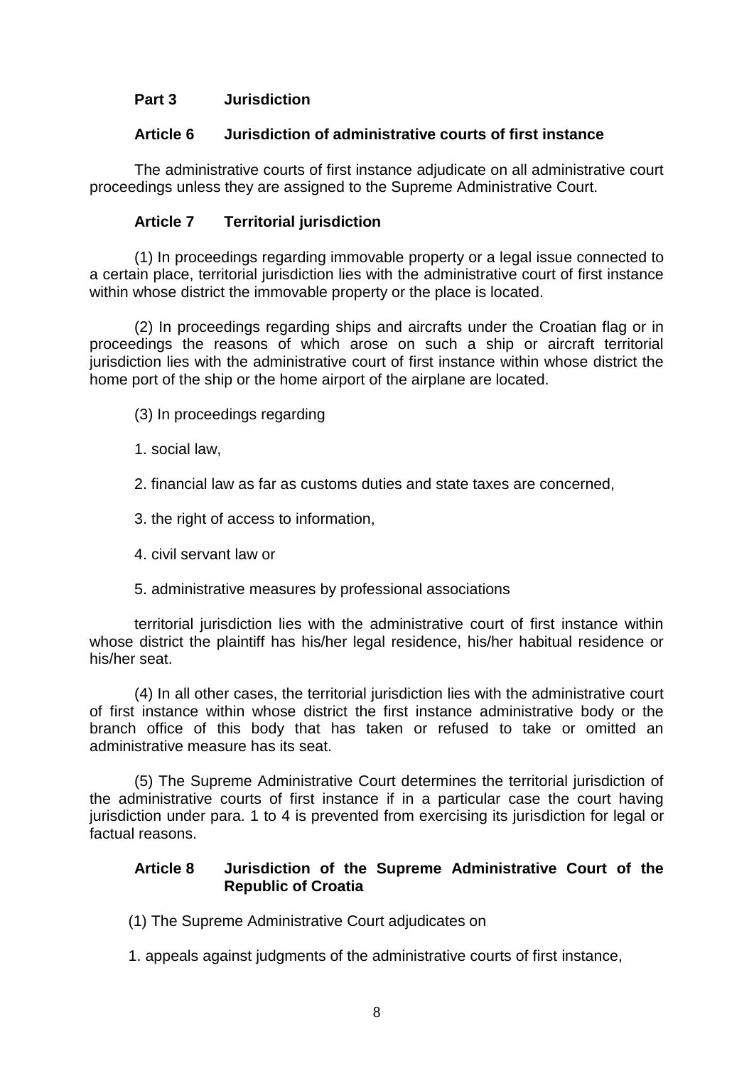## Part 3 Jurisdiction

### Article 6 Jurisdiction of administrative courts of first instance

The administrative courts of first instance adjudicate on all administrative court proceedings unless they are assigned to the Supreme Administrative Court.

### Article 7 Territorial jurisdiction

(1) In proceedings regarding immovable property or a legal issue connected to a certain place, territorial jurisdiction lies with the administrative court of first instance within whose district the immovable property or the place is located.

(2) In proceedings regarding ships and aircrafts under the Croatian flag or in proceedings the reasons of which arose on such a ship or aircraft territorial jurisdiction lies with the administrative court of first instance within whose district the home port of the ship or the home airport of the airplane are located.

(3) In proceedings regarding

1. social law,

2. financial law as far as customs duties and state taxes are concerned,

3. the right of access to information,

4. civil servant law or

5. administrative measures by professional associations

territorial jurisdiction lies with the administrative court of first instance within whose district the plaintiff has his/her legal residence, his/her habitual residence or his/her seat.

(4) In all other cases, the territorial jurisdiction lies with the administrative court of first instance within whose district the first instance administrative body or the branch office of this body that has taken or refused to take or omitted an administrative measure has its seat.

(5) The Supreme Administrative Court determines the territorial jurisdiction of the administrative courts of first instance if in a particular case the court having jurisdiction under para. 1 to 4 is prevented from exercising its jurisdiction for legal or factual reasons.

### Article 8 Jurisdiction of the Supreme Administrative Court of the Republic of Croatia

(1) The Supreme Administrative Court adjudicates on

1. appeals against judgments of the administrative courts of first instance,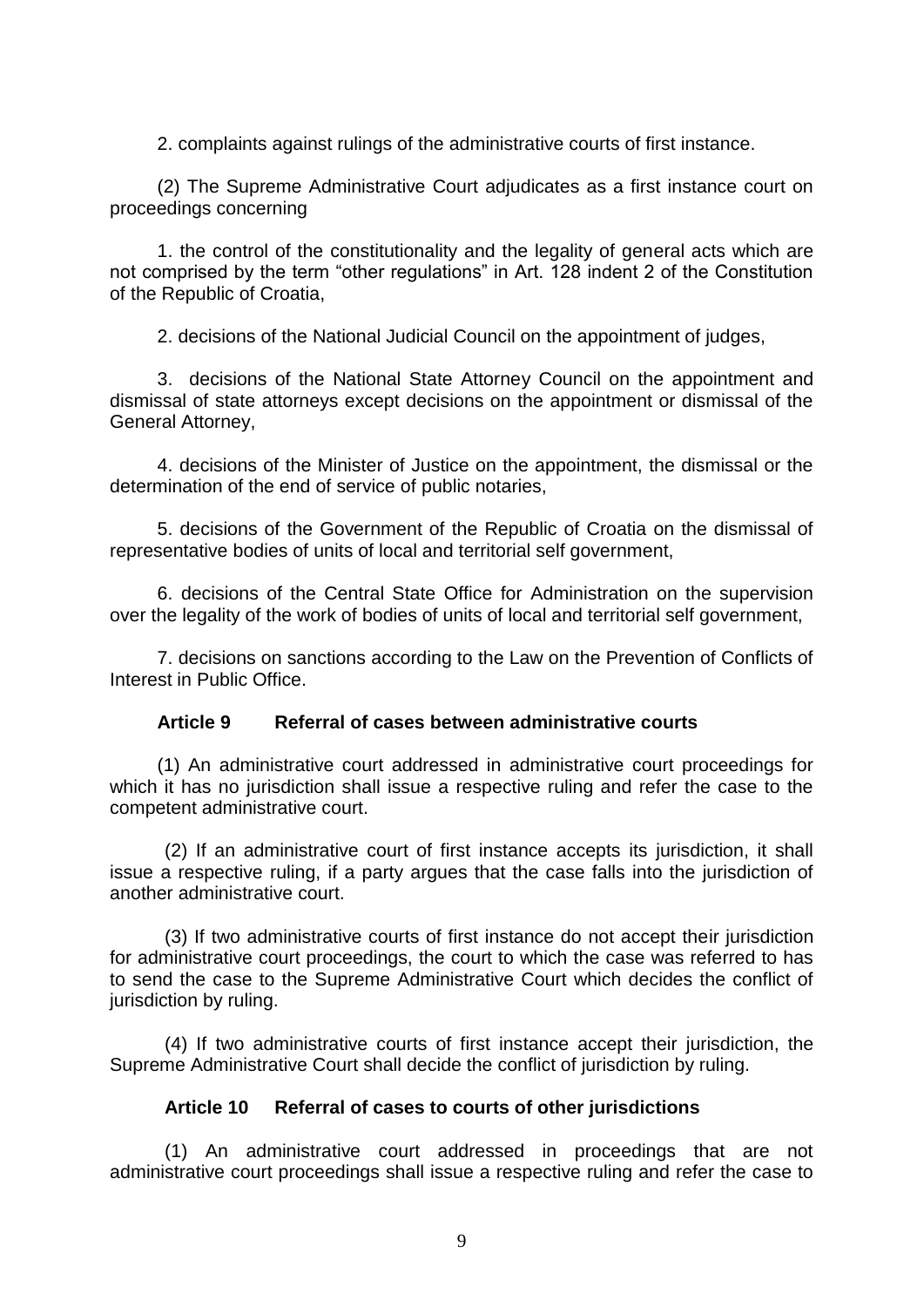2. complaints against rulings of the administrative courts of first instance.

(2) The Supreme Administrative Court adjudicates as a first instance court on proceedings concerning

1. the control of the constitutionality and the legality of general acts which are not comprised by the term “other regulations” in Art. 128 indent 2 of the Constitution of the Republic of Croatia,

2. decisions of the National Judicial Council on the appointment of judges,

3. decisions of the National State Attorney Council on the appointment and dismissal of state attorneys except decisions on the appointment or dismissal of the General Attorney,

4. decisions of the Minister of Justice on the appointment, the dismissal or the determination of the end of service of public notaries,

5. decisions of the Government of the Republic of Croatia on the dismissal of representative bodies of units of local and territorial self government,

6. decisions of the Central State Office for Administration on the supervision over the legality of the work of bodies of units of local and territorial self government,

7. decisions on sanctions according to the Law on the Prevention of Conflicts of Interest in Public Office.

### Article 9 Referral of cases between administrative courts

(1) An administrative court addressed in administrative court proceedings for which it has no jurisdiction shall issue a respective ruling and refer the case to the competent administrative court.

(2) If an administrative court of first instance accepts its jurisdiction, it shall issue a respective ruling, if a party argues that the case falls into the jurisdiction of another administrative court.

(3) If two administrative courts of first instance do not accept their jurisdiction for administrative court proceedings, the court to which the case was referred to has to send the case to the Supreme Administrative Court which decides the conflict of jurisdiction by ruling.

(4) If two administrative courts of first instance accept their jurisdiction, the Supreme Administrative Court shall decide the conflict of jurisdiction by ruling.

### Article 10 Referral of cases to courts of other jurisdictions

(1) An administrative court addressed in proceedings that are not administrative court proceedings shall issue a respective ruling and refer the case to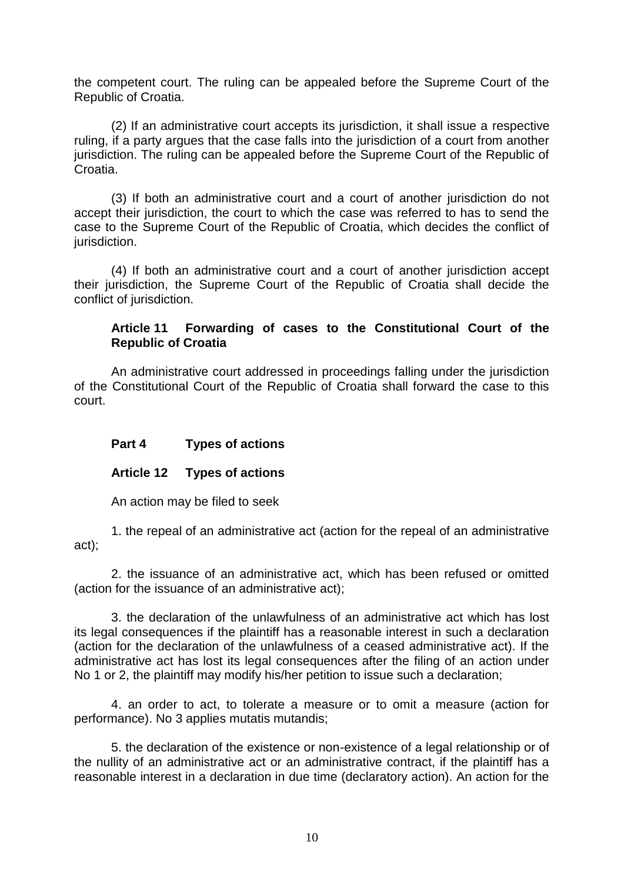the competent court. The ruling can be appealed before the Supreme Court of the Republic of Croatia.

(2) If an administrative court accepts its jurisdiction, it shall issue a respective ruling, if a party argues that the case falls into the jurisdiction of a court from another jurisdiction. The ruling can be appealed before the Supreme Court of the Republic of Croatia.

(3) If both an administrative court and a court of another jurisdiction do not accept their jurisdiction, the court to which the case was referred to has to send the case to the Supreme Court of the Republic of Croatia, which decides the conflict of jurisdiction.

(4) If both an administrative court and a court of another jurisdiction accept their jurisdiction, the Supreme Court of the Republic of Croatia shall decide the conflict of jurisdiction.

### Article 11 Forwarding of cases to the Constitutional Court of the Republic of Croatia

An administrative court addressed in proceedings falling under the jurisdiction of the Constitutional Court of the Republic of Croatia shall forward the case to this court.

## Part 4 Types of actions

### Article 12 Types of actions

An action may be filed to seek

1. the repeal of an administrative act (action for the repeal of an administrative act);

2. the issuance of an administrative act, which has been refused or omitted (action for the issuance of an administrative act);

3. the declaration of the unlawfulness of an administrative act which has lost its legal consequences if the plaintiff has a reasonable interest in such a declaration (action for the declaration of the unlawfulness of a ceased administrative act). If the administrative act has lost its legal consequences after the filing of an action under No 1 or 2, the plaintiff may modify his/her petition to issue such a declaration;

4. an order to act, to tolerate a measure or to omit a measure (action for performance). No 3 applies mutatis mutandis;

5. the declaration of the existence or non-existence of a legal relationship or of the nullity of an administrative act or an administrative contract, if the plaintiff has a reasonable interest in a declaration in due time (declaratory action). An action for the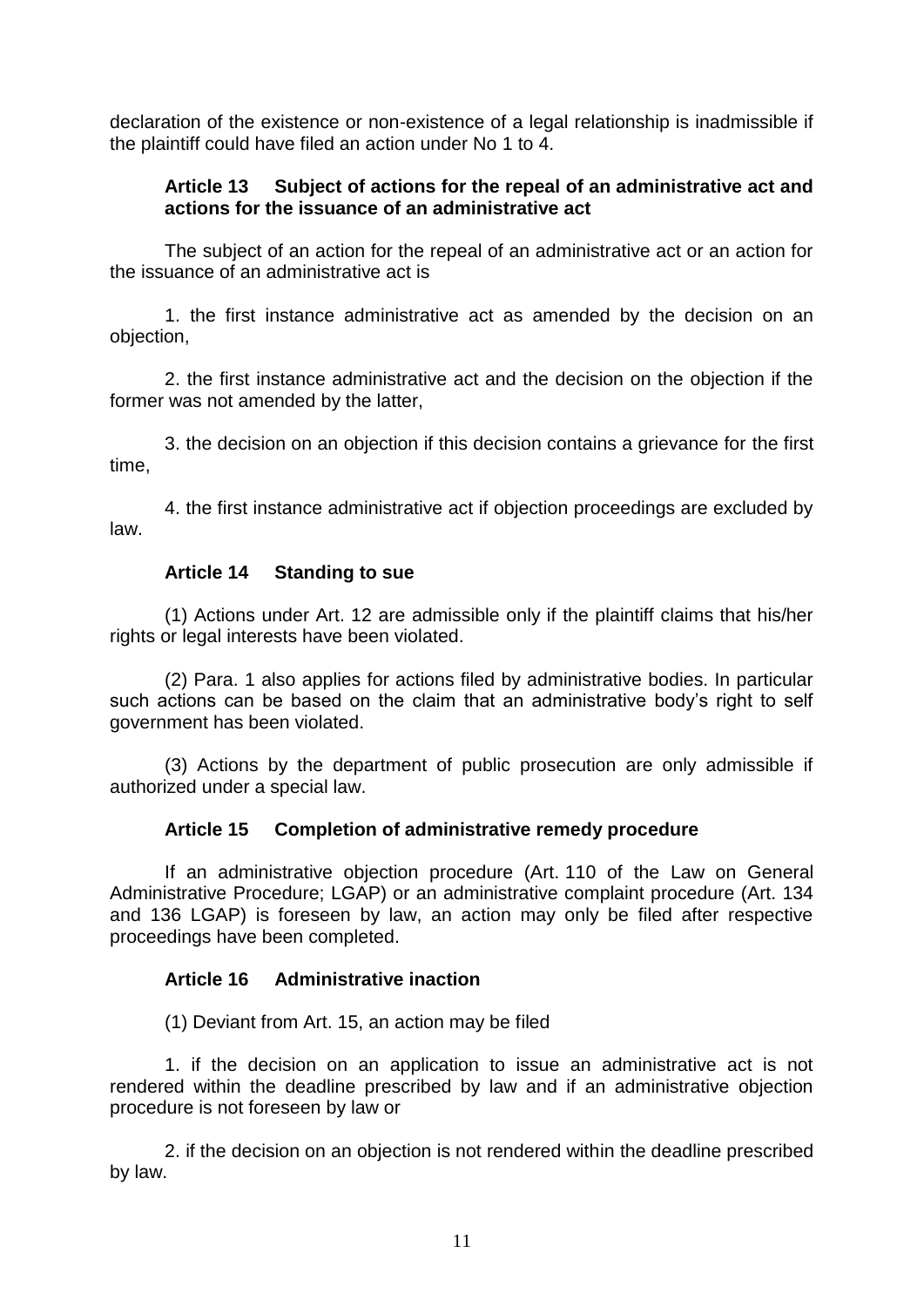declaration of the existence or non-existence of a legal relationship is inadmissible if the plaintiff could have filed an action under No 1 to 4.

### Article 13 Subject of actions for the repeal of an administrative act and actions for the issuance of an administrative act

The subject of an action for the repeal of an administrative act or an action for the issuance of an administrative act is

1. the first instance administrative act as amended by the decision on an objection,

2. the first instance administrative act and the decision on the objection if the former was not amended by the latter,

3. the decision on an objection if this decision contains a grievance for the first time,

4. the first instance administrative act if objection proceedings are excluded by law.

### Article 14 Standing to sue

(1) Actions under Art. 12 are admissible only if the plaintiff claims that his/her rights or legal interests have been violated.

(2) Para. 1 also applies for actions filed by administrative bodies. In particular such actions can be based on the claim that an administrative body's right to self government has been violated.

(3) Actions by the department of public prosecution are only admissible if authorized under a special law.

### Article 15 Completion of administrative remedy procedure

If an administrative objection procedure (Art. 110 of the Law on General Administrative Procedure; LGAP) or an administrative complaint procedure (Art. 134 and 136 LGAP) is foreseen by law, an action may only be filed after respective proceedings have been completed.

### Article 16 Administrative inaction

(1) Deviant from Art. 15, an action may be filed

1. if the decision on an application to issue an administrative act is not rendered within the deadline prescribed by law and if an administrative objection procedure is not foreseen by law or

2. if the decision on an objection is not rendered within the deadline prescribed by law.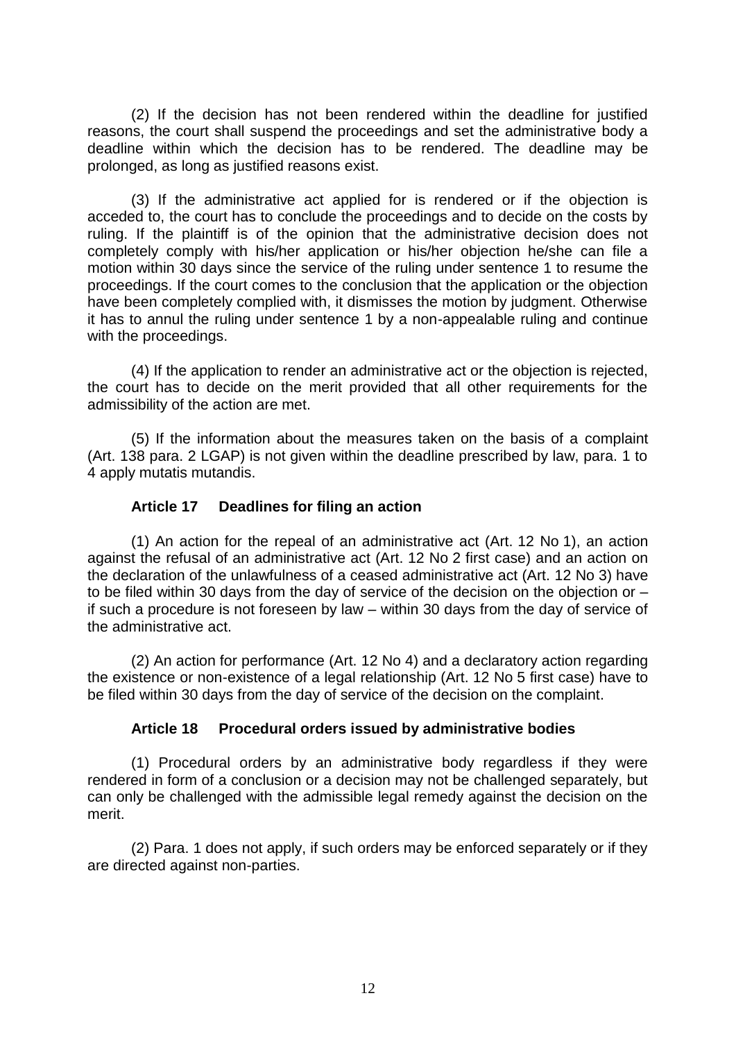(2) If the decision has not been rendered within the deadline for justified reasons, the court shall suspend the proceedings and set the administrative body a deadline within which the decision has to be rendered. The deadline may be prolonged, as long as justified reasons exist.

(3) If the administrative act applied for is rendered or if the objection is acceded to, the court has to conclude the proceedings and to decide on the costs by ruling. If the plaintiff is of the opinion that the administrative decision does not completely comply with his/her application or his/her objection he/she can file a motion within 30 days since the service of the ruling under sentence 1 to resume the proceedings. If the court comes to the conclusion that the application or the objection have been completely complied with, it dismisses the motion by judgment. Otherwise it has to annul the ruling under sentence 1 by a non-appealable ruling and continue with the proceedings.

(4) If the application to render an administrative act or the objection is rejected, the court has to decide on the merit provided that all other requirements for the admissibility of the action are met.

(5) If the information about the measures taken on the basis of a complaint (Art. 138 para. 2 LGAP) is not given within the deadline prescribed by law, para. 1 to 4 apply mutatis mutandis.

### Article 17 Deadlines for filing an action

(1) An action for the repeal of an administrative act (Art. 12 No 1), an action against the refusal of an administrative act (Art. 12 No 2 first case) and an action on the declaration of the unlawfulness of a ceased administrative act (Art. 12 No 3) have to be filed within 30 days from the day of service of the decision on the objection or – if such a procedure is not foreseen by law – within 30 days from the day of service of the administrative act.

(2) An action for performance (Art. 12 No 4) and a declaratory action regarding the existence or non-existence of a legal relationship (Art. 12 No 5 first case) have to be filed within 30 days from the day of service of the decision on the complaint.

### Article 18 Procedural orders issued by administrative bodies

(1) Procedural orders by an administrative body regardless if they were rendered in form of a conclusion or a decision may not be challenged separately, but can only be challenged with the admissible legal remedy against the decision on the merit.

(2) Para. 1 does not apply, if such orders may be enforced separately or if they are directed against non-parties.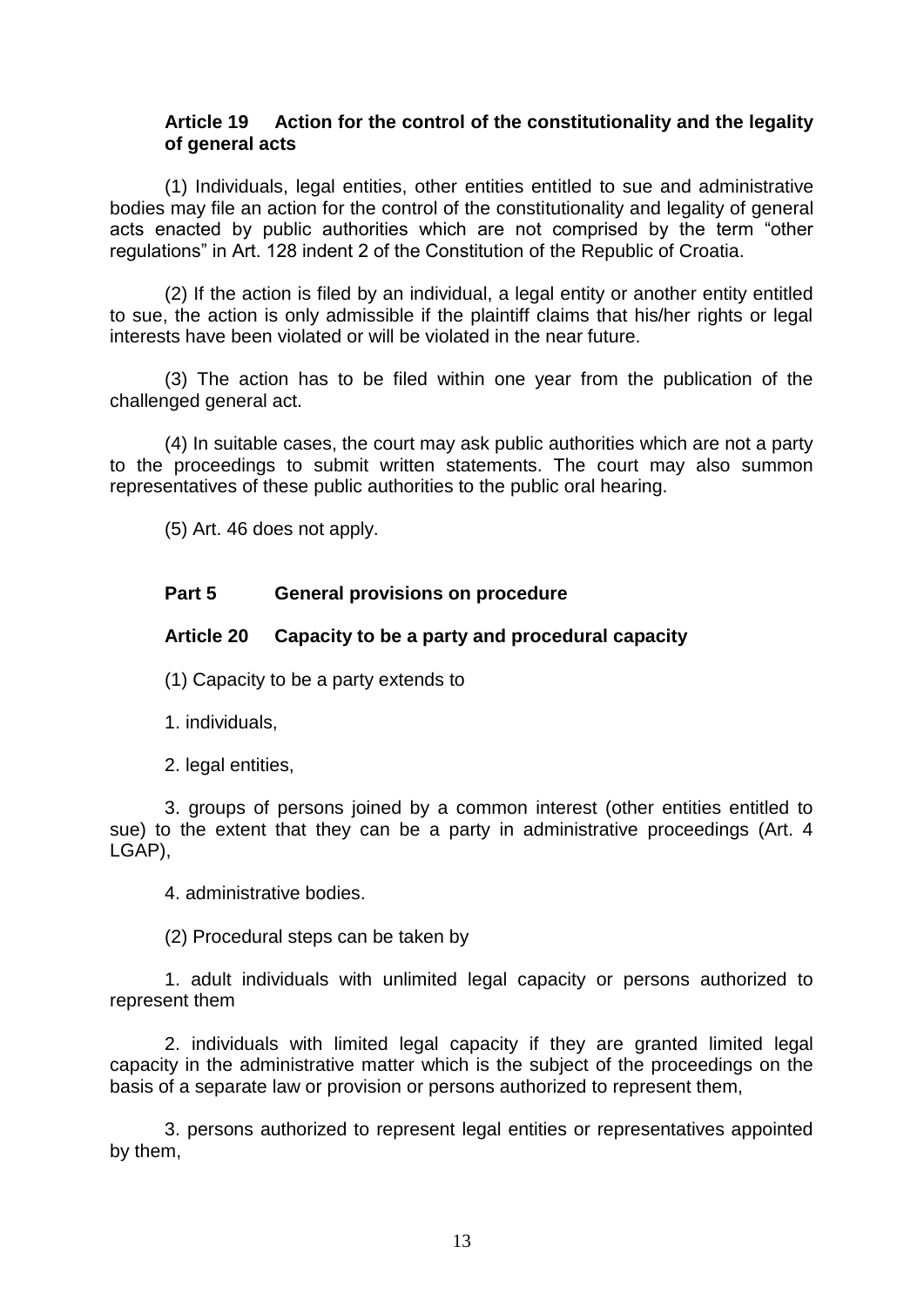### Article 19 Action for the control of the constitutionality and the legality of general acts

(1) Individuals, legal entities, other entities entitled to sue and administrative bodies may file an action for the control of the constitutionality and legality of general acts enacted by public authorities which are not comprised by the term "other regulations" in Art. 128 indent 2 of the Constitution of the Republic of Croatia.

(2) If the action is filed by an individual, a legal entity or another entity entitled to sue, the action is only admissible if the plaintiff claims that his/her rights or legal interests have been violated or will be violated in the near future.

(3) The action has to be filed within one year from the publication of the challenged general act.

(4) In suitable cases, the court may ask public authorities which are not a party to the proceedings to submit written statements. The court may also summon representatives of these public authorities to the public oral hearing.

(5) Art. 46 does not apply.

## Part 5 General provisions on procedure

### Article 20 Capacity to be a party and procedural capacity

(1) Capacity to be a party extends to

1. individuals,

2. legal entities,

3. groups of persons joined by a common interest (other entities entitled to sue) to the extent that they can be a party in administrative proceedings (Art. 4 LGAP),

4. administrative bodies.

(2) Procedural steps can be taken by

1. adult individuals with unlimited legal capacity or persons authorized to represent them

2. individuals with limited legal capacity if they are granted limited legal capacity in the administrative matter which is the subject of the proceedings on the basis of a separate law or provision or persons authorized to represent them,

3. persons authorized to represent legal entities or representatives appointed by them,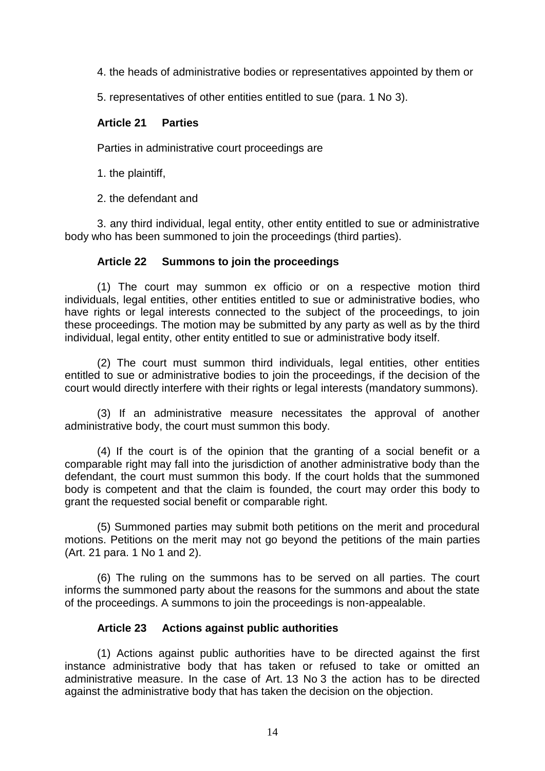4. the heads of administrative bodies or representatives appointed by them or

5. representatives of other entities entitled to sue (para. 1 No 3).

### Article 21 Parties

Parties in administrative court proceedings are

1. the plaintiff,

2. the defendant and

3. any third individual, legal entity, other entity entitled to sue or administrative body who has been summoned to join the proceedings (third parties).

### Article 22 Summons to join the proceedings

(1) The court may summon ex officio or on a respective motion third individuals, legal entities, other entities entitled to sue or administrative bodies, who have rights or legal interests connected to the subject of the proceedings, to join these proceedings. The motion may be submitted by any party as well as by the third individual, legal entity, other entity entitled to sue or administrative body itself.

(2) The court must summon third individuals, legal entities, other entities entitled to sue or administrative bodies to join the proceedings, if the decision of the court would directly interfere with their rights or legal interests (mandatory summons).

(3) If an administrative measure necessitates the approval of another administrative body, the court must summon this body.

(4) If the court is of the opinion that the granting of a social benefit or a comparable right may fall into the jurisdiction of another administrative body than the defendant, the court must summon this body. If the court holds that the summoned body is competent and that the claim is founded, the court may order this body to grant the requested social benefit or comparable right.

(5) Summoned parties may submit both petitions on the merit and procedural motions. Petitions on the merit may not go beyond the petitions of the main parties (Art. 21 para. 1 No 1 and 2).

(6) The ruling on the summons has to be served on all parties. The court informs the summoned party about the reasons for the summons and about the state of the proceedings. A summons to join the proceedings is non-appealable.

### Article 23 Actions against public authorities

(1) Actions against public authorities have to be directed against the first instance administrative body that has taken or refused to take or omitted an administrative measure. In the case of Art. 13 No 3 the action has to be directed against the administrative body that has taken the decision on the objection.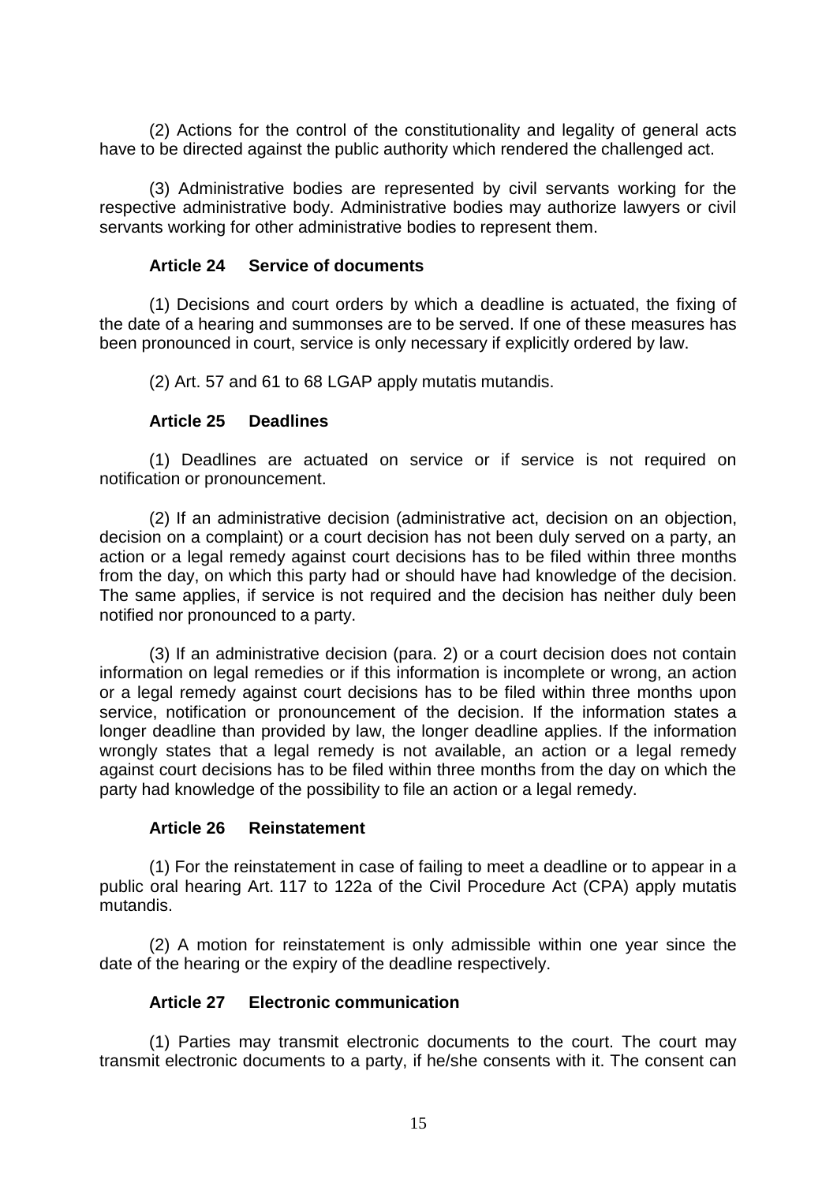(2) Actions for the control of the constitutionality and legality of general acts have to be directed against the public authority which rendered the challenged act.

(3) Administrative bodies are represented by civil servants working for the respective administrative body. Administrative bodies may authorize lawyers or civil servants working for other administrative bodies to represent them.

### Article 24 Service of documents

(1) Decisions and court orders by which a deadline is actuated, the fixing of the date of a hearing and summonses are to be served. If one of these measures has been pronounced in court, service is only necessary if explicitly ordered by law.

(2) Art. 57 and 61 to 68 LGAP apply mutatis mutandis.

### Article 25 Deadlines

(1) Deadlines are actuated on service or if service is not required on notification or pronouncement.

(2) If an administrative decision (administrative act, decision on an objection, decision on a complaint) or a court decision has not been duly served on a party, an action or a legal remedy against court decisions has to be filed within three months from the day, on which this party had or should have had knowledge of the decision. The same applies, if service is not required and the decision has neither duly been notified nor pronounced to a party.

(3) If an administrative decision (para. 2) or a court decision does not contain information on legal remedies or if this information is incomplete or wrong, an action or a legal remedy against court decisions has to be filed within three months upon service, notification or pronouncement of the decision. If the information states a longer deadline than provided by law, the longer deadline applies. If the information wrongly states that a legal remedy is not available, an action or a legal remedy against court decisions has to be filed within three months from the day on which the party had knowledge of the possibility to file an action or a legal remedy.

### Article 26 Reinstatement

(1) For the reinstatement in case of failing to meet a deadline or to appear in a public oral hearing Art. 117 to 122a of the Civil Procedure Act (CPA) apply mutatis mutandis.

(2) A motion for reinstatement is only admissible within one year since the date of the hearing or the expiry of the deadline respectively.

### Article 27 Electronic communication

(1) Parties may transmit electronic documents to the court. The court may transmit electronic documents to a party, if he/she consents with it. The consent can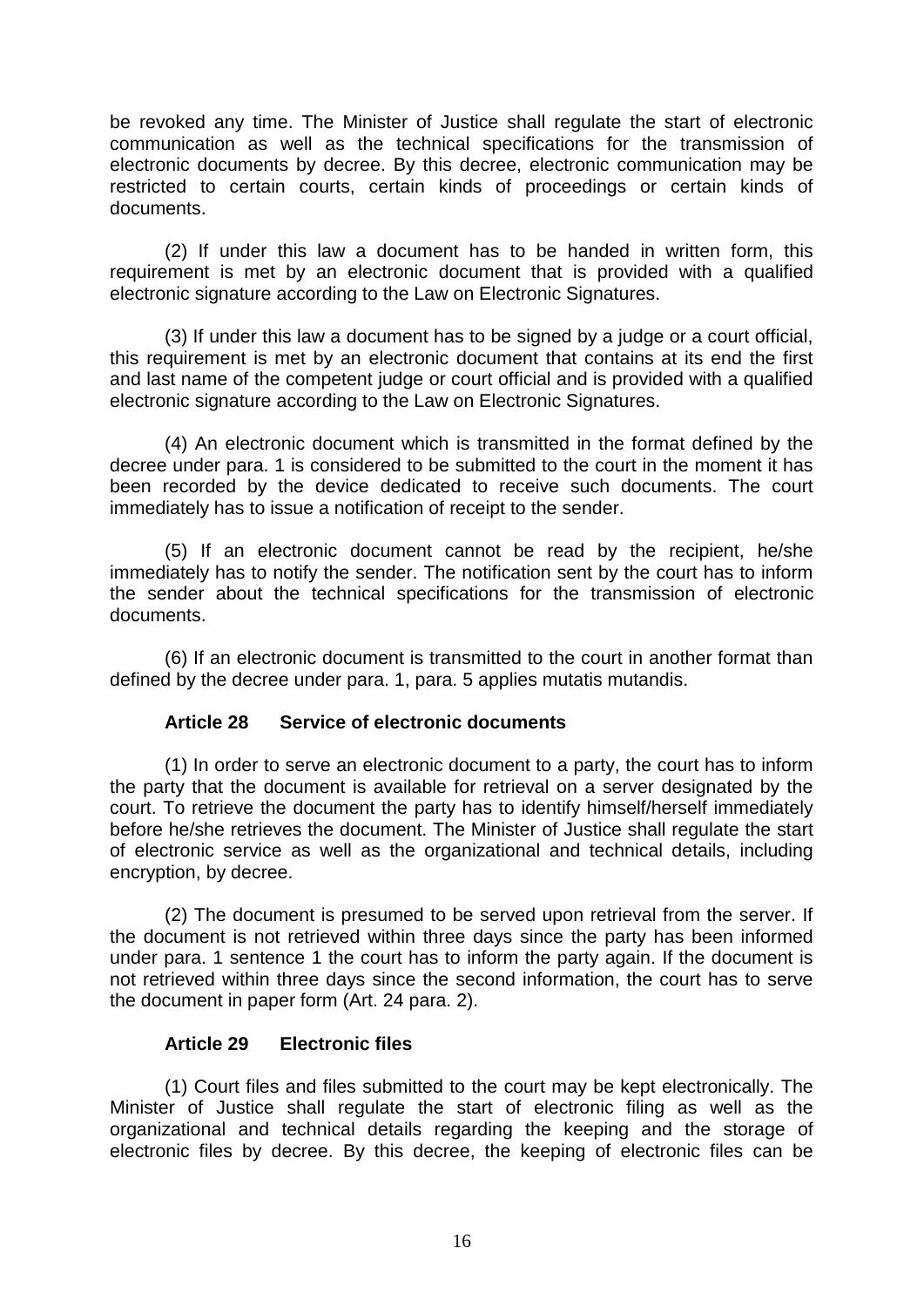be revoked any time. The Minister of Justice shall regulate the start of electronic communication as well as the technical specifications for the transmission of electronic documents by decree. By this decree, electronic communication may be restricted to certain courts, certain kinds of proceedings or certain kinds of documents.

(2) If under this law a document has to be handed in written form, this requirement is met by an electronic document that is provided with a qualified electronic signature according to the Law on Electronic Signatures.

(3) If under this law a document has to be signed by a judge or a court official, this requirement is met by an electronic document that contains at its end the first and last name of the competent judge or court official and is provided with a qualified electronic signature according to the Law on Electronic Signatures.

(4) An electronic document which is transmitted in the format defined by the decree under para. 1 is considered to be submitted to the court in the moment it has been recorded by the device dedicated to receive such documents. The court immediately has to issue a notification of receipt to the sender.

(5) If an electronic document cannot be read by the recipient, he/she immediately has to notify the sender. The notification sent by the court has to inform the sender about the technical specifications for the transmission of electronic documents.

(6) If an electronic document is transmitted to the court in another format than defined by the decree under para. 1, para. 5 applies mutatis mutandis.

### Article 28 Service of electronic documents

(1) In order to serve an electronic document to a party, the court has to inform the party that the document is available for retrieval on a server designated by the court. To retrieve the document the party has to identify himself/herself immediately before he/she retrieves the document. The Minister of Justice shall regulate the start of electronic service as well as the organizational and technical details, including encryption, by decree.

(2) The document is presumed to be served upon retrieval from the server. If the document is not retrieved within three days since the party has been informed under para. 1 sentence 1 the court has to inform the party again. If the document is not retrieved within three days since the second information, the court has to serve the document in paper form (Art. 24 para. 2).

### Article 29 Electronic files

(1) Court files and files submitted to the court may be kept electronically. The Minister of Justice shall regulate the start of electronic filing as well as the organizational and technical details regarding the keeping and the storage of electronic files by decree. By this decree, the keeping of electronic files can be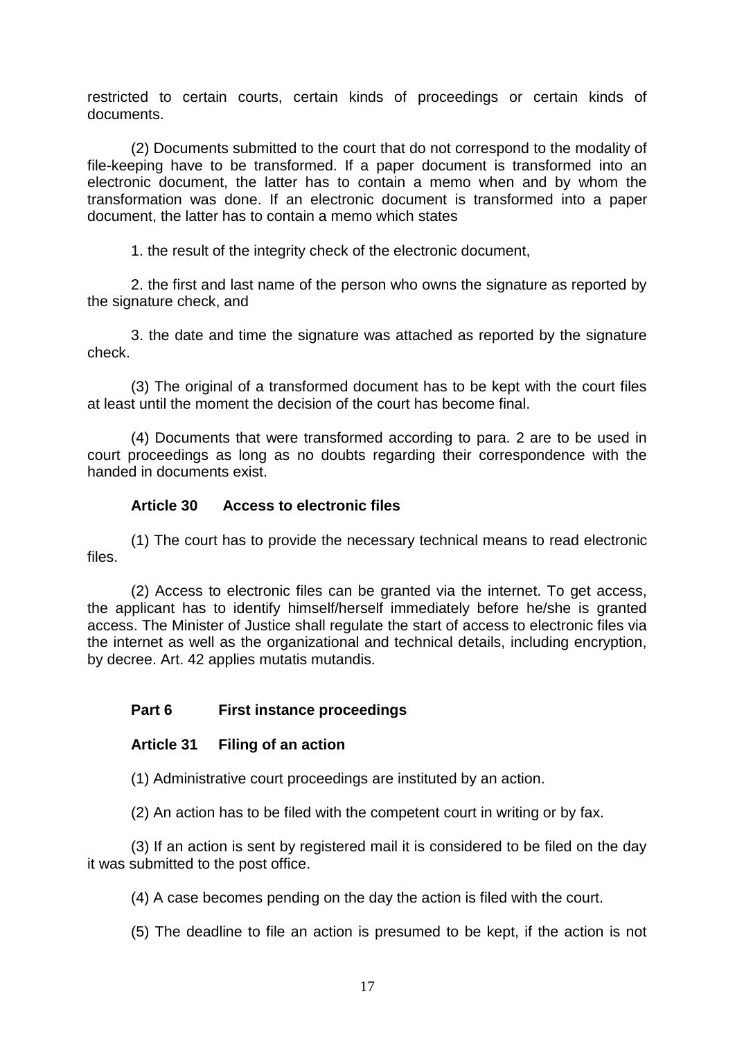restricted to certain courts, certain kinds of proceedings or certain kinds of documents.

(2) Documents submitted to the court that do not correspond to the modality of file-keeping have to be transformed. If a paper document is transformed into an electronic document, the latter has to contain a memo when and by whom the transformation was done. If an electronic document is transformed into a paper document, the latter has to contain a memo which states

1. the result of the integrity check of the electronic document,

2. the first and last name of the person who owns the signature as reported by the signature check, and

3. the date and time the signature was attached as reported by the signature check.

(3) The original of a transformed document has to be kept with the court files at least until the moment the decision of the court has become final.

(4) Documents that were transformed according to para. 2 are to be used in court proceedings as long as no doubts regarding their correspondence with the handed in documents exist.

### Article 30 Access to electronic files

(1) The court has to provide the necessary technical means to read electronic files.

(2) Access to electronic files can be granted via the internet. To get access, the applicant has to identify himself/herself immediately before he/she is granted access. The Minister of Justice shall regulate the start of access to electronic files via the internet as well as the organizational and technical details, including encryption, by decree. Art. 42 applies mutatis mutandis.

## Part 6 First instance proceedings

### Article 31 Filing of an action

(1) Administrative court proceedings are instituted by an action.

(2) An action has to be filed with the competent court in writing or by fax.

(3) If an action is sent by registered mail it is considered to be filed on the day it was submitted to the post office.

(4) A case becomes pending on the day the action is filed with the court.

(5) The deadline to file an action is presumed to be kept, if the action is not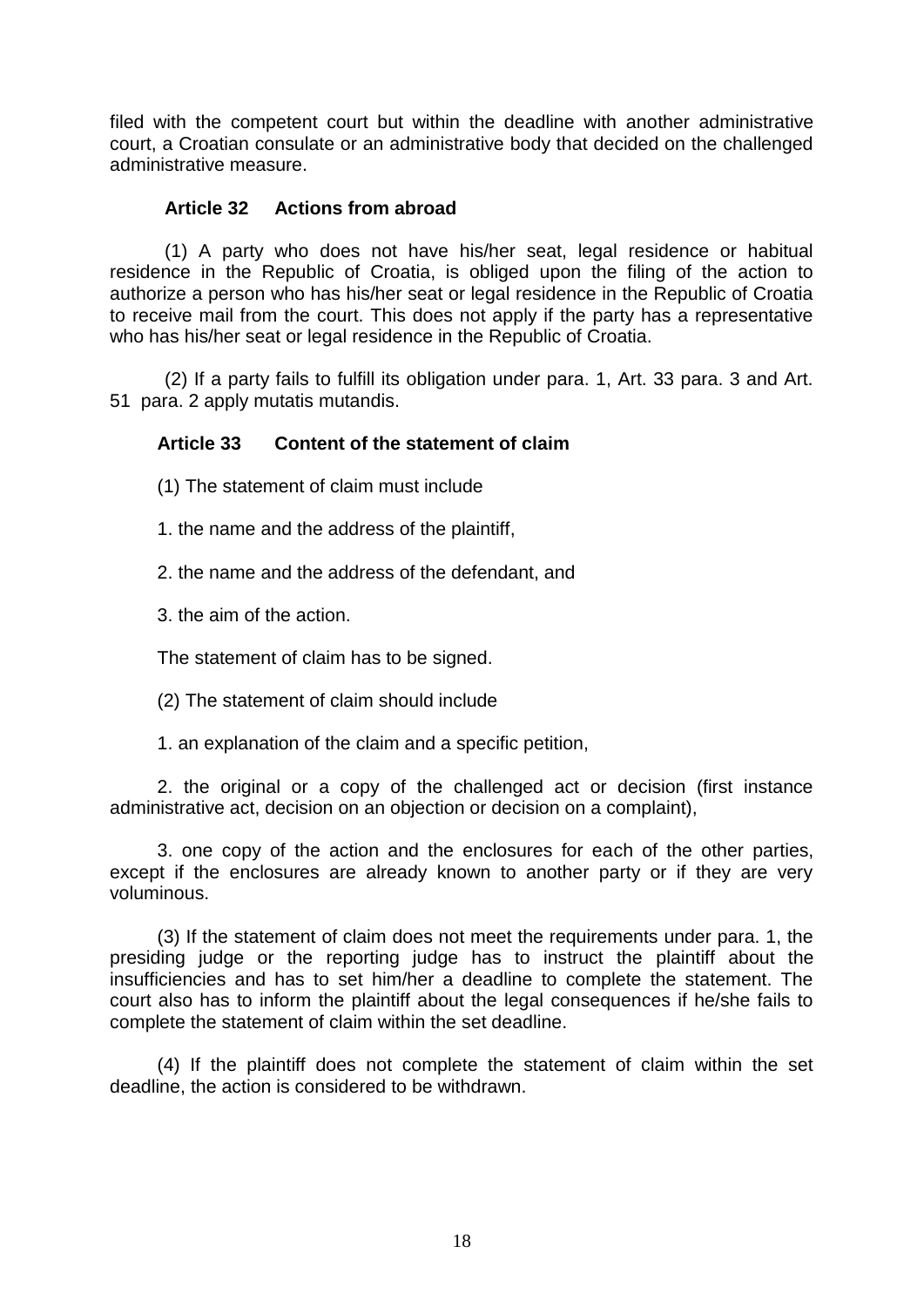filed with the competent court but within the deadline with another administrative court, a Croatian consulate or an administrative body that decided on the challenged administrative measure.

### Article 32 Actions from abroad

(1) A party who does not have his/her seat, legal residence or habitual residence in the Republic of Croatia, is obliged upon the filing of the action to authorize a person who has his/her seat or legal residence in the Republic of Croatia to receive mail from the court. This does not apply if the party has a representative who has his/her seat or legal residence in the Republic of Croatia.

(2) If a party fails to fulfill its obligation under para. 1, Art. 33 para. 3 and Art. 51 para. 2 apply mutatis mutandis.

### Article 33 Content of the statement of claim

(1) The statement of claim must include

1. the name and the address of the plaintiff,

2. the name and the address of the defendant, and

3. the aim of the action.

The statement of claim has to be signed.

(2) The statement of claim should include

1. an explanation of the claim and a specific petition,

2. the original or a copy of the challenged act or decision (first instance administrative act, decision on an objection or decision on a complaint),

3. one copy of the action and the enclosures for each of the other parties, except if the enclosures are already known to another party or if they are very voluminous.

(3) If the statement of claim does not meet the requirements under para. 1, the presiding judge or the reporting judge has to instruct the plaintiff about the insufficiencies and has to set him/her a deadline to complete the statement. The court also has to inform the plaintiff about the legal consequences if he/she fails to complete the statement of claim within the set deadline.

(4) If the plaintiff does not complete the statement of claim within the set deadline, the action is considered to be withdrawn.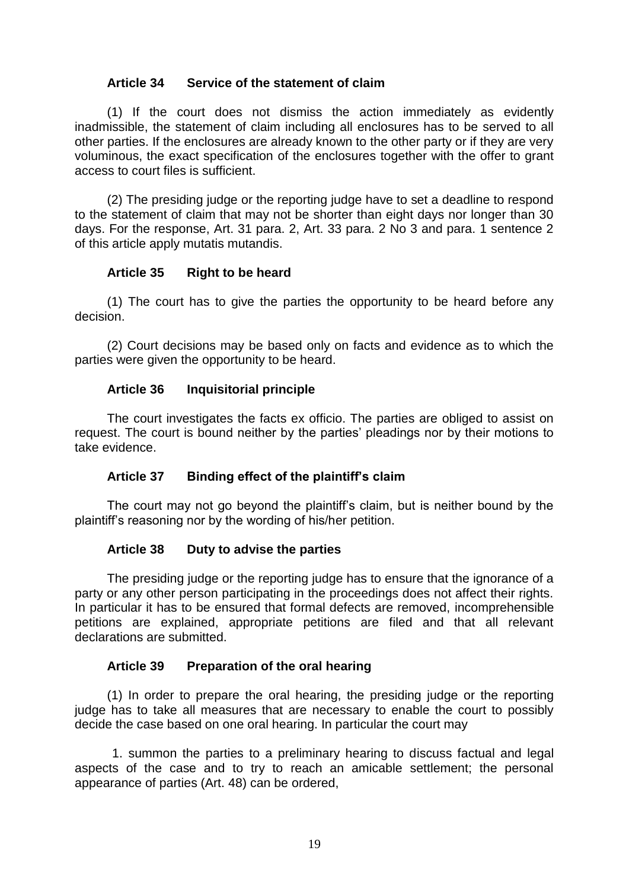### Article 34 Service of the statement of claim

(1) If the court does not dismiss the action immediately as evidently inadmissible, the statement of claim including all enclosures has to be served to all other parties. If the enclosures are already known to the other party or if they are very voluminous, the exact specification of the enclosures together with the offer to grant access to court files is sufficient.

(2) The presiding judge or the reporting judge have to set a deadline to respond to the statement of claim that may not be shorter than eight days nor longer than 30 days. For the response, Art. 31 para. 2, Art. 33 para. 2 No 3 and para. 1 sentence 2 of this article apply mutatis mutandis.

### Article 35 Right to be heard

(1) The court has to give the parties the opportunity to be heard before any decision.

(2) Court decisions may be based only on facts and evidence as to which the parties were given the opportunity to be heard.

### Article 36 Inquisitorial principle

The court investigates the facts ex officio. The parties are obliged to assist on request. The court is bound neither by the parties' pleadings nor by their motions to take evidence.

### Article 37 Binding effect of the plaintiff's claim

The court may not go beyond the plaintiff's claim, but is neither bound by the plaintiff's reasoning nor by the wording of his/her petition.

### Article 38 Duty to advise the parties

The presiding judge or the reporting judge has to ensure that the ignorance of a party or any other person participating in the proceedings does not affect their rights. In particular it has to be ensured that formal defects are removed, incomprehensible petitions are explained, appropriate petitions are filed and that all relevant declarations are submitted.

### Article 39 Preparation of the oral hearing

(1) In order to prepare the oral hearing, the presiding judge or the reporting judge has to take all measures that are necessary to enable the court to possibly decide the case based on one oral hearing. In particular the court may

1. summon the parties to a preliminary hearing to discuss factual and legal aspects of the case and to try to reach an amicable settlement; the personal appearance of parties (Art. 48) can be ordered,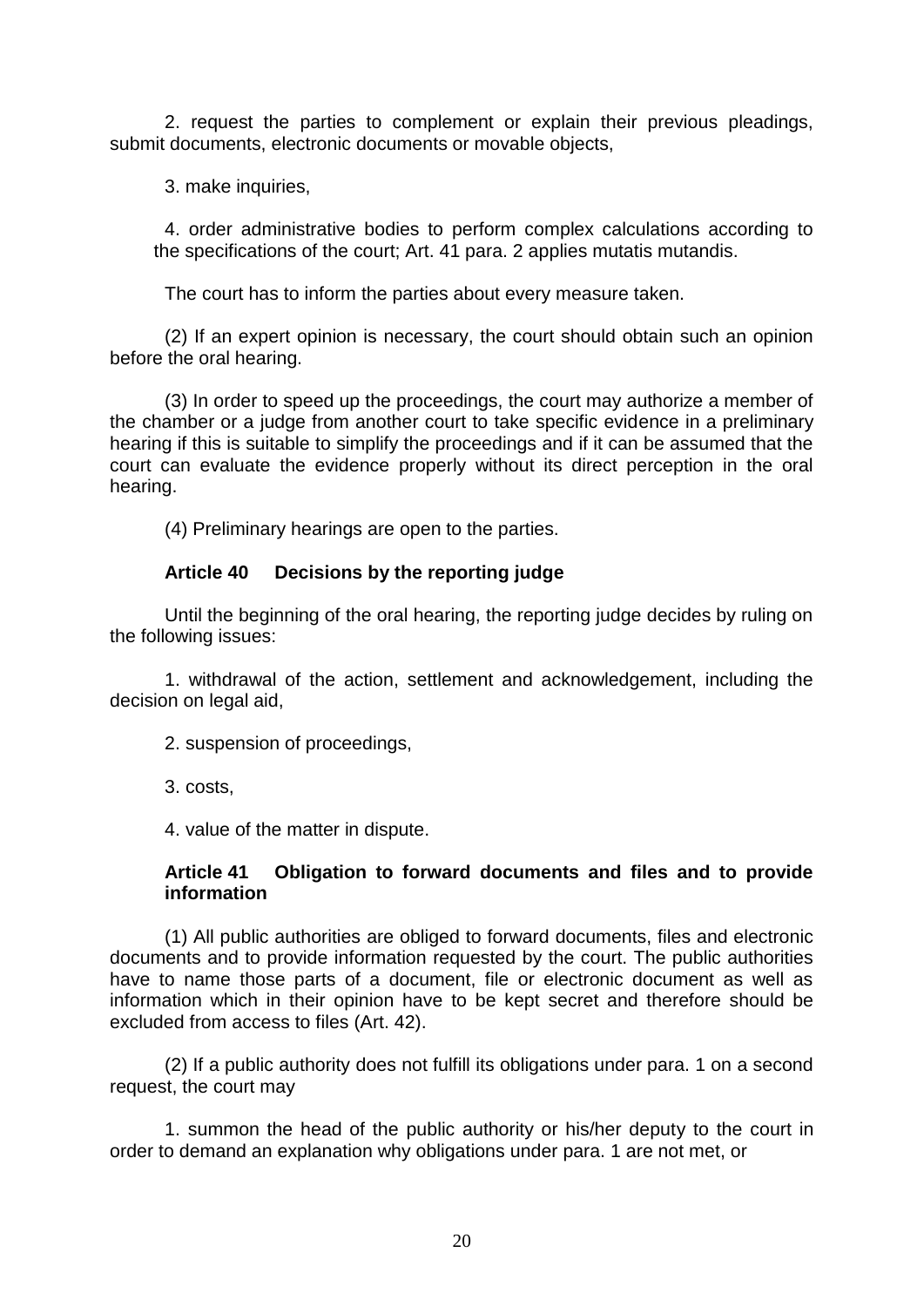2. request the parties to complement or explain their previous pleadings, submit documents, electronic documents or movable objects,

3. make inquiries,

4. order administrative bodies to perform complex calculations according to the specifications of the court; Art. 41 para. 2 applies mutatis mutandis.

The court has to inform the parties about every measure taken.

(2) If an expert opinion is necessary, the court should obtain such an opinion before the oral hearing.

(3) In order to speed up the proceedings, the court may authorize a member of the chamber or a judge from another court to take specific evidence in a preliminary hearing if this is suitable to simplify the proceedings and if it can be assumed that the court can evaluate the evidence properly without its direct perception in the oral hearing.

(4) Preliminary hearings are open to the parties.

### Article 40 Decisions by the reporting judge

Until the beginning of the oral hearing, the reporting judge decides by ruling on the following issues:

1. withdrawal of the action, settlement and acknowledgement, including the decision on legal aid,

2. suspension of proceedings,

3. costs,

4. value of the matter in dispute.

### Article 41 Obligation to forward documents and files and to provide information

(1) All public authorities are obliged to forward documents, files and electronic documents and to provide information requested by the court. The public authorities have to name those parts of a document, file or electronic document as well as information which in their opinion have to be kept secret and therefore should be excluded from access to files (Art. 42).

(2) If a public authority does not fulfill its obligations under para. 1 on a second request, the court may

1. summon the head of the public authority or his/her deputy to the court in order to demand an explanation why obligations under para. 1 are not met, or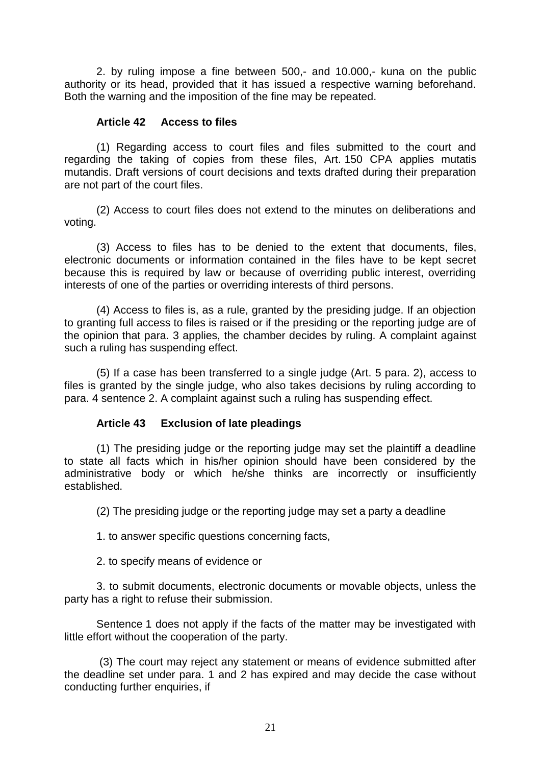2. by ruling impose a fine between 500,- and 10.000,- kuna on the public authority or its head, provided that it has issued a respective warning beforehand. Both the warning and the imposition of the fine may be repeated.

### Article 42 Access to files

(1) Regarding access to court files and files submitted to the court and regarding the taking of copies from these files, Art. 150 CPA applies mutatis mutandis. Draft versions of court decisions and texts drafted during their preparation are not part of the court files.

(2) Access to court files does not extend to the minutes on deliberations and voting.

(3) Access to files has to be denied to the extent that documents, files, electronic documents or information contained in the files have to be kept secret because this is required by law or because of overriding public interest, overriding interests of one of the parties or overriding interests of third persons.

(4) Access to files is, as a rule, granted by the presiding judge. If an objection to granting full access to files is raised or if the presiding or the reporting judge are of the opinion that para. 3 applies, the chamber decides by ruling. A complaint against such a ruling has suspending effect.

(5) If a case has been transferred to a single judge (Art. 5 para. 2), access to files is granted by the single judge, who also takes decisions by ruling according to para. 4 sentence 2. A complaint against such a ruling has suspending effect.

### Article 43 Exclusion of late pleadings

(1) The presiding judge or the reporting judge may set the plaintiff a deadline to state all facts which in his/her opinion should have been considered by the administrative body or which he/she thinks are incorrectly or insufficiently established.

(2) The presiding judge or the reporting judge may set a party a deadline

1. to answer specific questions concerning facts,

2. to specify means of evidence or

3. to submit documents, electronic documents or movable objects, unless the party has a right to refuse their submission.

Sentence 1 does not apply if the facts of the matter may be investigated with little effort without the cooperation of the party.

(3) The court may reject any statement or means of evidence submitted after the deadline set under para. 1 and 2 has expired and may decide the case without conducting further enquiries, if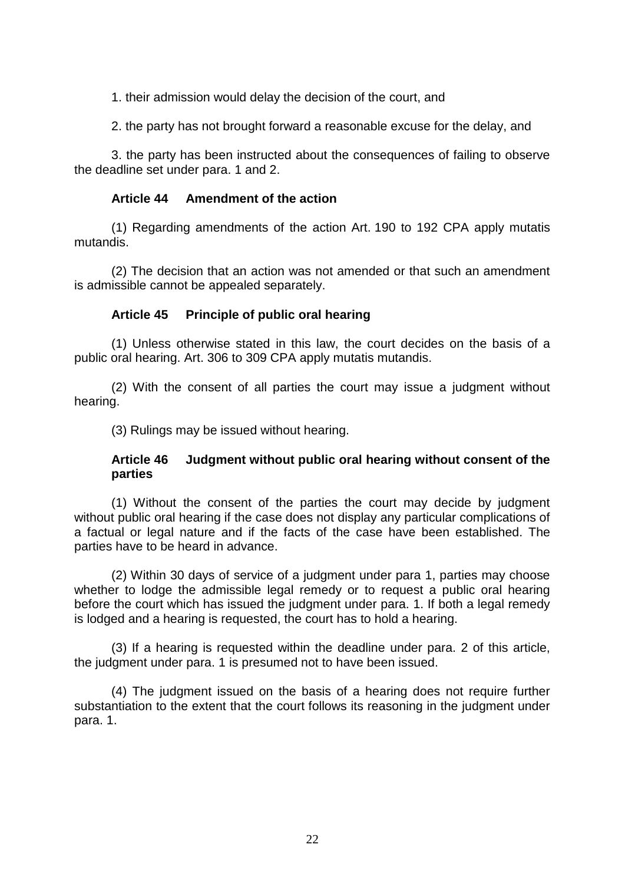1. their admission would delay the decision of the court, and

2. the party has not brought forward a reasonable excuse for the delay, and

3. the party has been instructed about the consequences of failing to observe the deadline set under para. 1 and 2.

### Article 44 Amendment of the action

(1) Regarding amendments of the action Art. 190 to 192 CPA apply mutatis mutandis.

(2) The decision that an action was not amended or that such an amendment is admissible cannot be appealed separately.

### Article 45 Principle of public oral hearing

(1) Unless otherwise stated in this law, the court decides on the basis of a public oral hearing. Art. 306 to 309 CPA apply mutatis mutandis.

(2) With the consent of all parties the court may issue a judgment without hearing.

(3) Rulings may be issued without hearing.

### Article 46 Judgment without public oral hearing without consent of the parties

(1) Without the consent of the parties the court may decide by judgment without public oral hearing if the case does not display any particular complications of a factual or legal nature and if the facts of the case have been established. The parties have to be heard in advance.

(2) Within 30 days of service of a judgment under para 1, parties may choose whether to lodge the admissible legal remedy or to request a public oral hearing before the court which has issued the judgment under para. 1. If both a legal remedy is lodged and a hearing is requested, the court has to hold a hearing.

(3) If a hearing is requested within the deadline under para. 2 of this article, the judgment under para. 1 is presumed not to have been issued.

(4) The judgment issued on the basis of a hearing does not require further substantiation to the extent that the court follows its reasoning in the judgment under para. 1.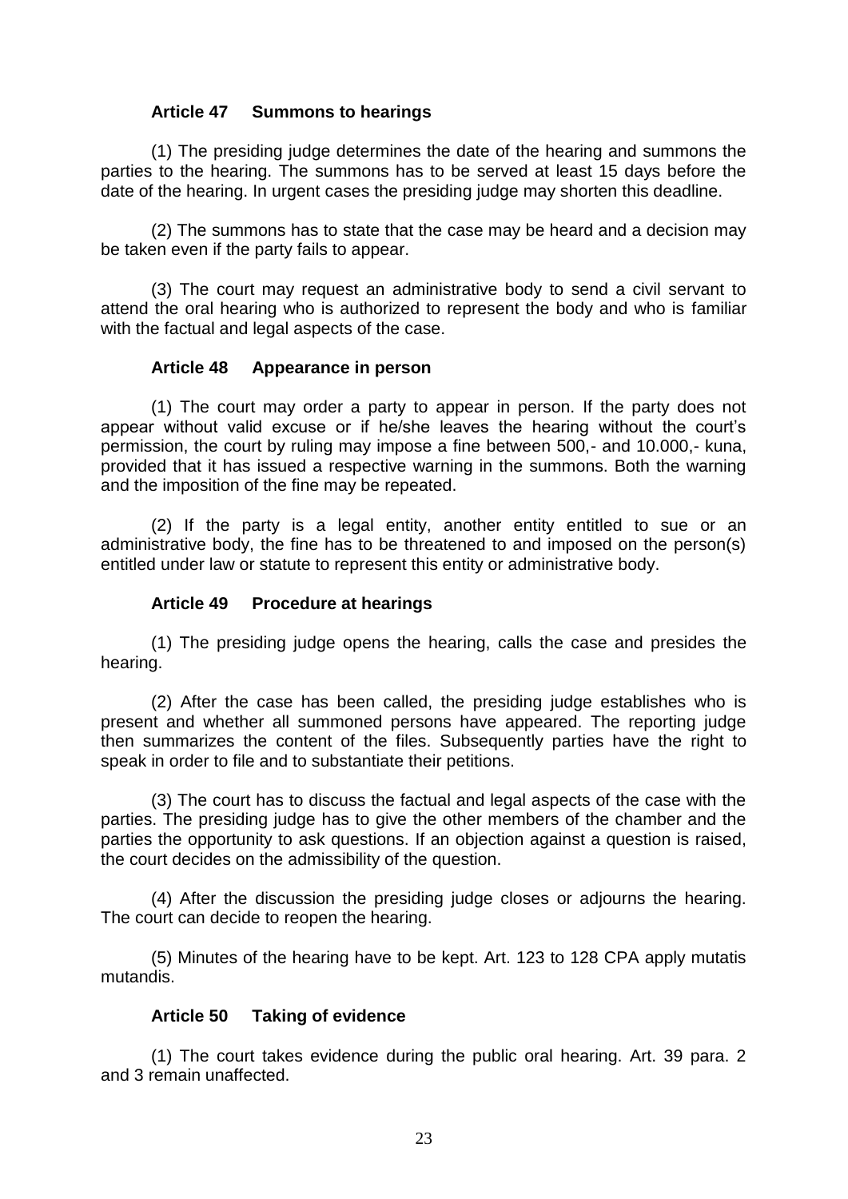### Article 47 Summons to hearings

(1) The presiding judge determines the date of the hearing and summons the parties to the hearing. The summons has to be served at least 15 days before the date of the hearing. In urgent cases the presiding judge may shorten this deadline.

(2) The summons has to state that the case may be heard and a decision may be taken even if the party fails to appear.

(3) The court may request an administrative body to send a civil servant to attend the oral hearing who is authorized to represent the body and who is familiar with the factual and legal aspects of the case.

### Article 48 Appearance in person

(1) The court may order a party to appear in person. If the party does not appear without valid excuse or if he/she leaves the hearing without the court's permission, the court by ruling may impose a fine between 500,- and 10.000,- kuna, provided that it has issued a respective warning in the summons. Both the warning and the imposition of the fine may be repeated.

(2) If the party is a legal entity, another entity entitled to sue or an administrative body, the fine has to be threatened to and imposed on the person(s) entitled under law or statute to represent this entity or administrative body.

### Article 49 Procedure at hearings

(1) The presiding judge opens the hearing, calls the case and presides the hearing.

(2) After the case has been called, the presiding judge establishes who is present and whether all summoned persons have appeared. The reporting judge then summarizes the content of the files. Subsequently parties have the right to speak in order to file and to substantiate their petitions.

(3) The court has to discuss the factual and legal aspects of the case with the parties. The presiding judge has to give the other members of the chamber and the parties the opportunity to ask questions. If an objection against a question is raised, the court decides on the admissibility of the question.

(4) After the discussion the presiding judge closes or adjourns the hearing. The court can decide to reopen the hearing.

(5) Minutes of the hearing have to be kept. Art. 123 to 128 CPA apply mutatis mutandis.

### Article 50 Taking of evidence

(1) The court takes evidence during the public oral hearing. Art. 39 para. 2 and 3 remain unaffected.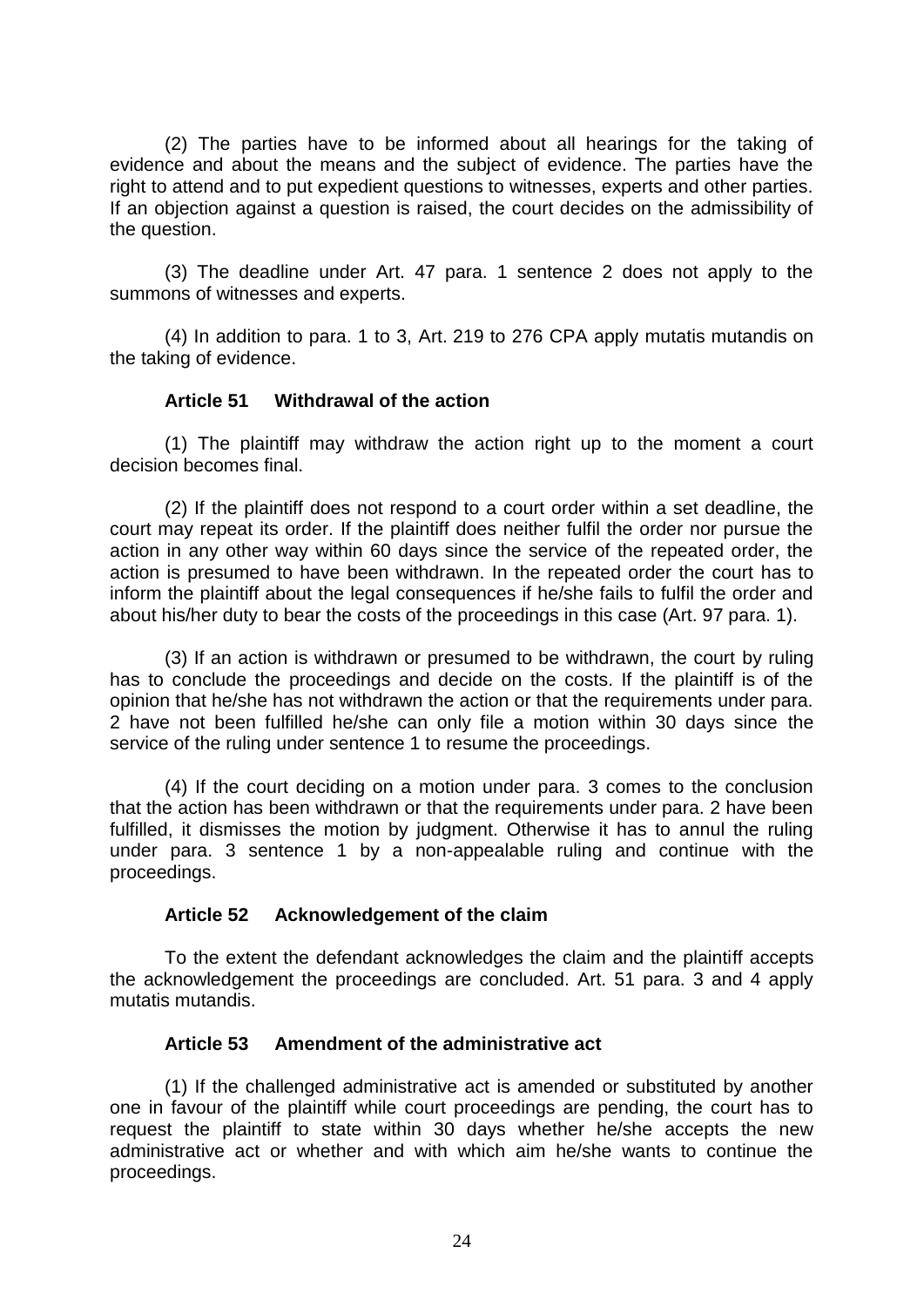(2) The parties have to be informed about all hearings for the taking of evidence and about the means and the subject of evidence. The parties have the right to attend and to put expedient questions to witnesses, experts and other parties. If an objection against a question is raised, the court decides on the admissibility of the question.

(3) The deadline under Art. 47 para. 1 sentence 2 does not apply to the summons of witnesses and experts.

(4) In addition to para. 1 to 3, Art. 219 to 276 CPA apply mutatis mutandis on the taking of evidence.

### Article 51 Withdrawal of the action

(1) The plaintiff may withdraw the action right up to the moment a court decision becomes final.

(2) If the plaintiff does not respond to a court order within a set deadline, the court may repeat its order. If the plaintiff does neither fulfil the order nor pursue the action in any other way within 60 days since the service of the repeated order, the action is presumed to have been withdrawn. In the repeated order the court has to inform the plaintiff about the legal consequences if he/she fails to fulfil the order and about his/her duty to bear the costs of the proceedings in this case (Art. 97 para. 1).

(3) If an action is withdrawn or presumed to be withdrawn, the court by ruling has to conclude the proceedings and decide on the costs. If the plaintiff is of the opinion that he/she has not withdrawn the action or that the requirements under para. 2 have not been fulfilled he/she can only file a motion within 30 days since the service of the ruling under sentence 1 to resume the proceedings.

(4) If the court deciding on a motion under para. 3 comes to the conclusion that the action has been withdrawn or that the requirements under para. 2 have been fulfilled, it dismisses the motion by judgment. Otherwise it has to annul the ruling under para. 3 sentence 1 by a non-appealable ruling and continue with the proceedings.

### Article 52 Acknowledgement of the claim

To the extent the defendant acknowledges the claim and the plaintiff accepts the acknowledgement the proceedings are concluded. Art. 51 para. 3 and 4 apply mutatis mutandis.

### Article 53 Amendment of the administrative act

(1) If the challenged administrative act is amended or substituted by another one in favour of the plaintiff while court proceedings are pending, the court has to request the plaintiff to state within 30 days whether he/she accepts the new administrative act or whether and with which aim he/she wants to continue the proceedings.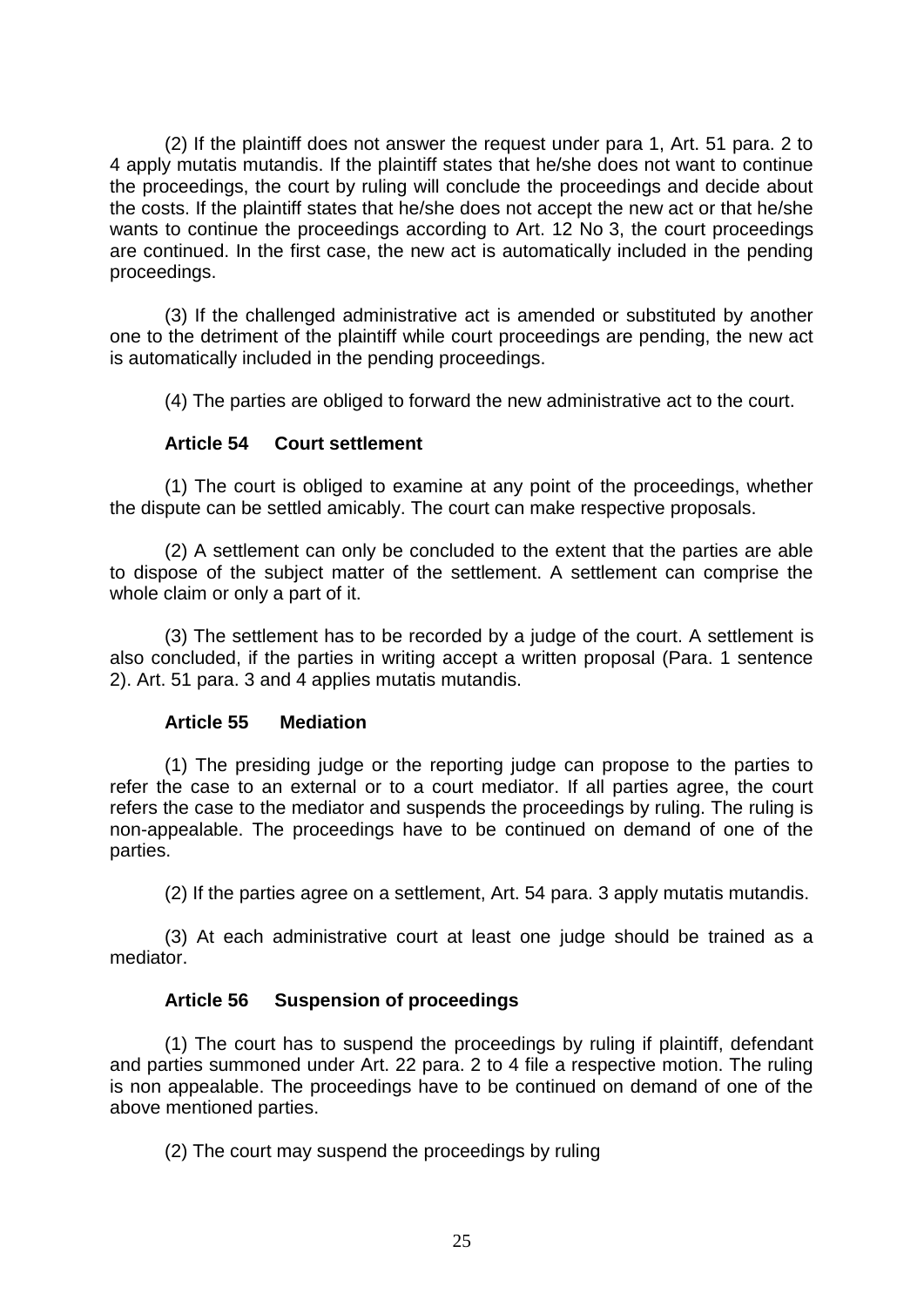(2) If the plaintiff does not answer the request under para 1, Art. 51 para. 2 to 4 apply mutatis mutandis. If the plaintiff states that he/she does not want to continue the proceedings, the court by ruling will conclude the proceedings and decide about the costs. If the plaintiff states that he/she does not accept the new act or that he/she wants to continue the proceedings according to Art. 12 No 3, the court proceedings are continued. In the first case, the new act is automatically included in the pending proceedings.

(3) If the challenged administrative act is amended or substituted by another one to the detriment of the plaintiff while court proceedings are pending, the new act is automatically included in the pending proceedings.

(4) The parties are obliged to forward the new administrative act to the court.

### Article 54 Court settlement

(1) The court is obliged to examine at any point of the proceedings, whether the dispute can be settled amicably. The court can make respective proposals.

(2) A settlement can only be concluded to the extent that the parties are able to dispose of the subject matter of the settlement. A settlement can comprise the whole claim or only a part of it.

(3) The settlement has to be recorded by a judge of the court. A settlement is also concluded, if the parties in writing accept a written proposal (Para. 1 sentence 2). Art. 51 para. 3 and 4 applies mutatis mutandis.

### Article 55 Mediation

(1) The presiding judge or the reporting judge can propose to the parties to refer the case to an external or to a court mediator. If all parties agree, the court refers the case to the mediator and suspends the proceedings by ruling. The ruling is non-appealable. The proceedings have to be continued on demand of one of the parties.

(2) If the parties agree on a settlement, Art. 54 para. 3 apply mutatis mutandis.

(3) At each administrative court at least one judge should be trained as a mediator.

### Article 56 Suspension of proceedings

(1) The court has to suspend the proceedings by ruling if plaintiff, defendant and parties summoned under Art. 22 para. 2 to 4 file a respective motion. The ruling is non appealable. The proceedings have to be continued on demand of one of the above mentioned parties.

(2) The court may suspend the proceedings by ruling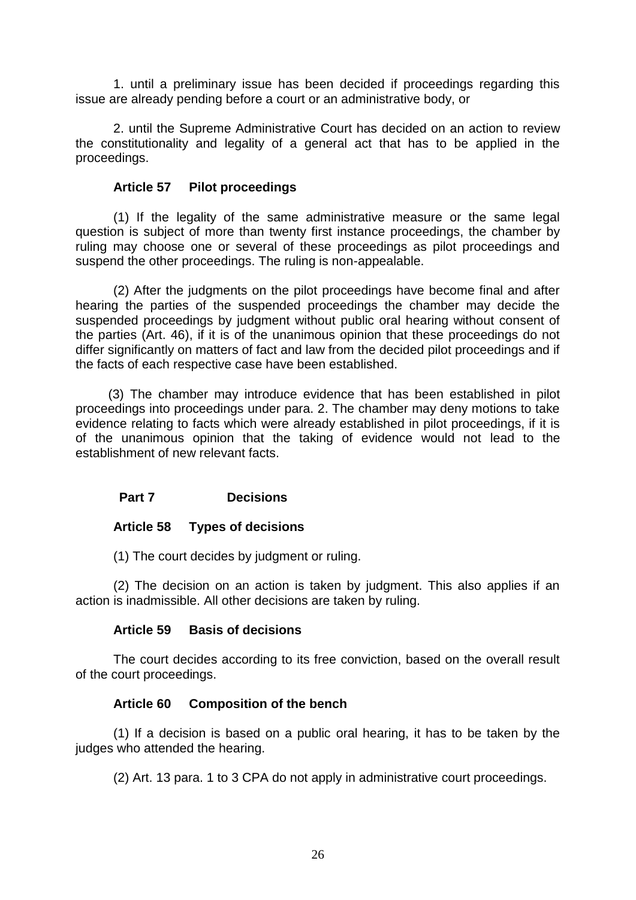1. until a preliminary issue has been decided if proceedings regarding this issue are already pending before a court or an administrative body, or

2. until the Supreme Administrative Court has decided on an action to review the constitutionality and legality of a general act that has to be applied in the proceedings.

### Article 57 Pilot proceedings

(1) If the legality of the same administrative measure or the same legal question is subject of more than twenty first instance proceedings, the chamber by ruling may choose one or several of these proceedings as pilot proceedings and suspend the other proceedings. The ruling is non-appealable.

(2) After the judgments on the pilot proceedings have become final and after hearing the parties of the suspended proceedings the chamber may decide the suspended proceedings by judgment without public oral hearing without consent of the parties (Art. 46), if it is of the unanimous opinion that these proceedings do not differ significantly on matters of fact and law from the decided pilot proceedings and if the facts of each respective case have been established.

(3) The chamber may introduce evidence that has been established in pilot proceedings into proceedings under para. 2. The chamber may deny motions to take evidence relating to facts which were already established in pilot proceedings, if it is of the unanimous opinion that the taking of evidence would not lead to the establishment of new relevant facts.

## Part 7 Decisions

### Article 58 Types of decisions

(1) The court decides by judgment or ruling.

(2) The decision on an action is taken by judgment. This also applies if an action is inadmissible. All other decisions are taken by ruling.

### Article 59 Basis of decisions

The court decides according to its free conviction, based on the overall result of the court proceedings.

### Article 60 Composition of the bench

(1) If a decision is based on a public oral hearing, it has to be taken by the judges who attended the hearing.

(2) Art. 13 para. 1 to 3 CPA do not apply in administrative court proceedings.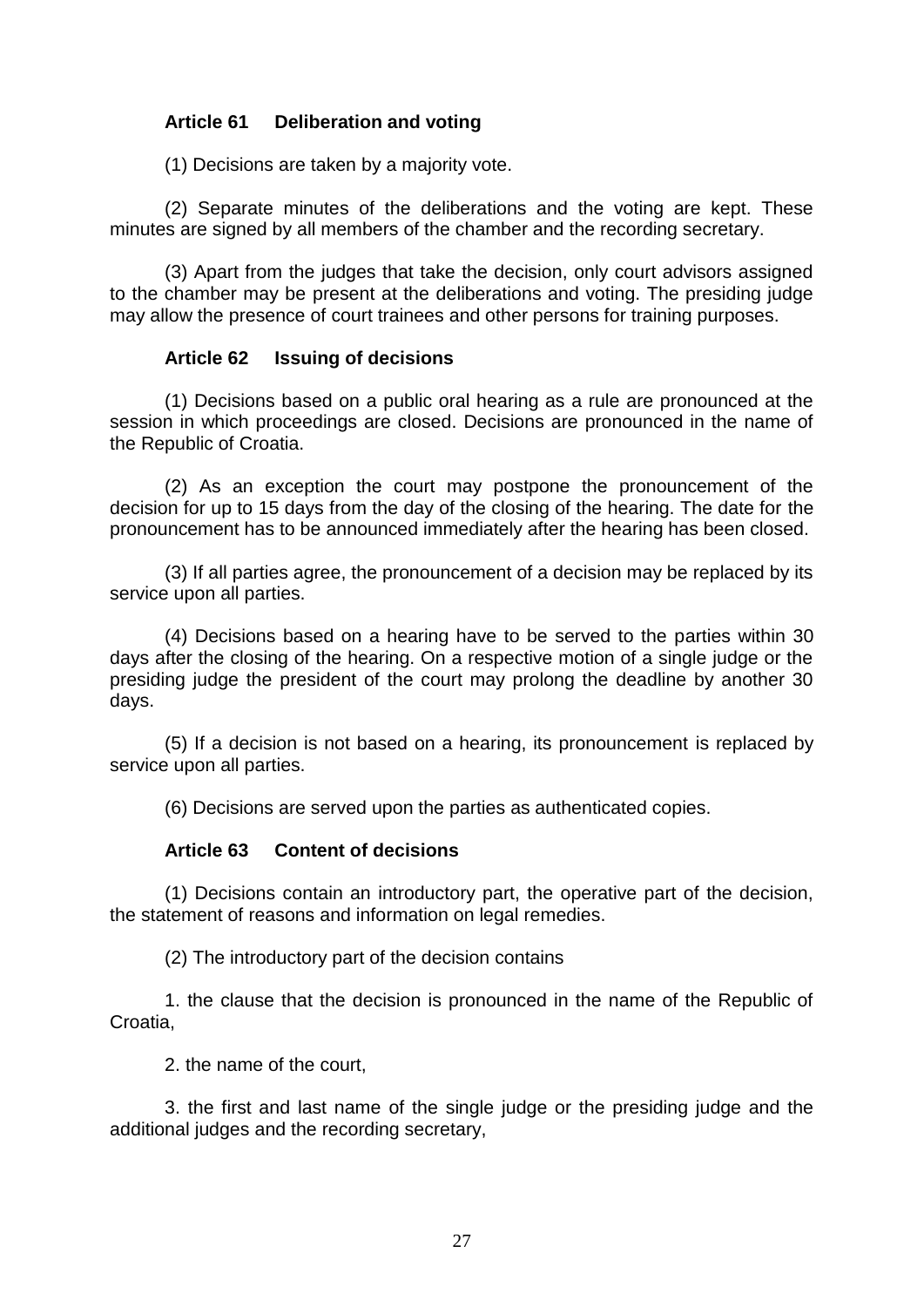### Article 61 Deliberation and voting

(1) Decisions are taken by a majority vote.

(2) Separate minutes of the deliberations and the voting are kept. These minutes are signed by all members of the chamber and the recording secretary.

(3) Apart from the judges that take the decision, only court advisors assigned to the chamber may be present at the deliberations and voting. The presiding judge may allow the presence of court trainees and other persons for training purposes.

### Article 62 Issuing of decisions

(1) Decisions based on a public oral hearing as a rule are pronounced at the session in which proceedings are closed. Decisions are pronounced in the name of the Republic of Croatia.

(2) As an exception the court may postpone the pronouncement of the decision for up to 15 days from the day of the closing of the hearing. The date for the pronouncement has to be announced immediately after the hearing has been closed.

(3) If all parties agree, the pronouncement of a decision may be replaced by its service upon all parties.

(4) Decisions based on a hearing have to be served to the parties within 30 days after the closing of the hearing. On a respective motion of a single judge or the presiding judge the president of the court may prolong the deadline by another 30 days.

(5) If a decision is not based on a hearing, its pronouncement is replaced by service upon all parties.

(6) Decisions are served upon the parties as authenticated copies.

### Article 63 Content of decisions

(1) Decisions contain an introductory part, the operative part of the decision, the statement of reasons and information on legal remedies.

(2) The introductory part of the decision contains

1. the clause that the decision is pronounced in the name of the Republic of Croatia,

2. the name of the court,

3. the first and last name of the single judge or the presiding judge and the additional judges and the recording secretary,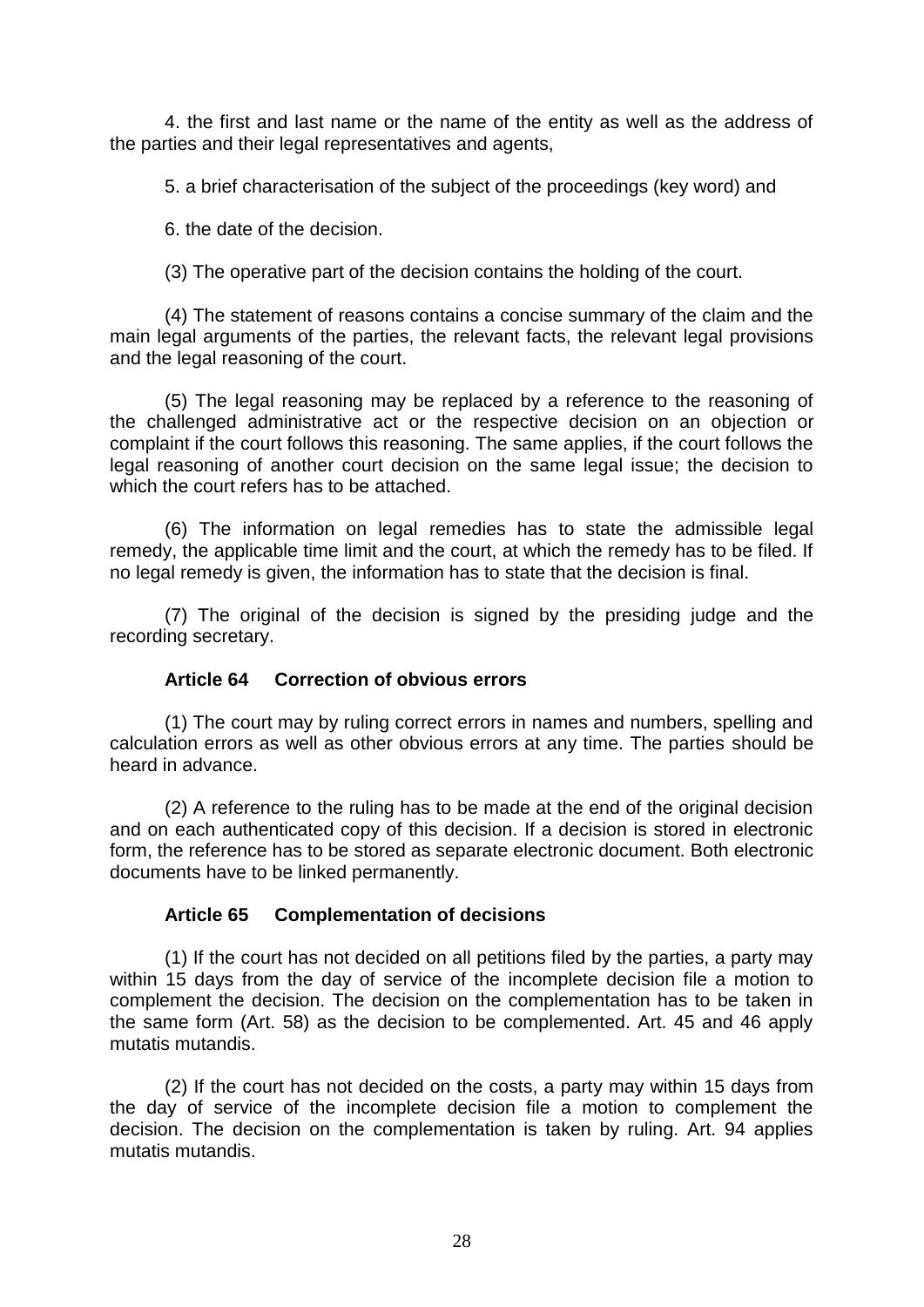4. the first and last name or the name of the entity as well as the address of the parties and their legal representatives and agents,

5. a brief characterisation of the subject of the proceedings (key word) and

6. the date of the decision.

(3) The operative part of the decision contains the holding of the court.

(4) The statement of reasons contains a concise summary of the claim and the main legal arguments of the parties, the relevant facts, the relevant legal provisions and the legal reasoning of the court.

(5) The legal reasoning may be replaced by a reference to the reasoning of the challenged administrative act or the respective decision on an objection or complaint if the court follows this reasoning. The same applies, if the court follows the legal reasoning of another court decision on the same legal issue; the decision to which the court refers has to be attached.

(6) The information on legal remedies has to state the admissible legal remedy, the applicable time limit and the court, at which the remedy has to be filed. If no legal remedy is given, the information has to state that the decision is final.

(7) The original of the decision is signed by the presiding judge and the recording secretary.

### Article 64 Correction of obvious errors

(1) The court may by ruling correct errors in names and numbers, spelling and calculation errors as well as other obvious errors at any time. The parties should be heard in advance.

(2) A reference to the ruling has to be made at the end of the original decision and on each authenticated copy of this decision. If a decision is stored in electronic form, the reference has to be stored as separate electronic document. Both electronic documents have to be linked permanently.

### Article 65 Complementation of decisions

(1) If the court has not decided on all petitions filed by the parties, a party may within 15 days from the day of service of the incomplete decision file a motion to complement the decision. The decision on the complementation has to be taken in the same form (Art. 58) as the decision to be complemented. Art. 45 and 46 apply mutatis mutandis.

(2) If the court has not decided on the costs, a party may within 15 days from the day of service of the incomplete decision file a motion to complement the decision. The decision on the complementation is taken by ruling. Art. 94 applies mutatis mutandis.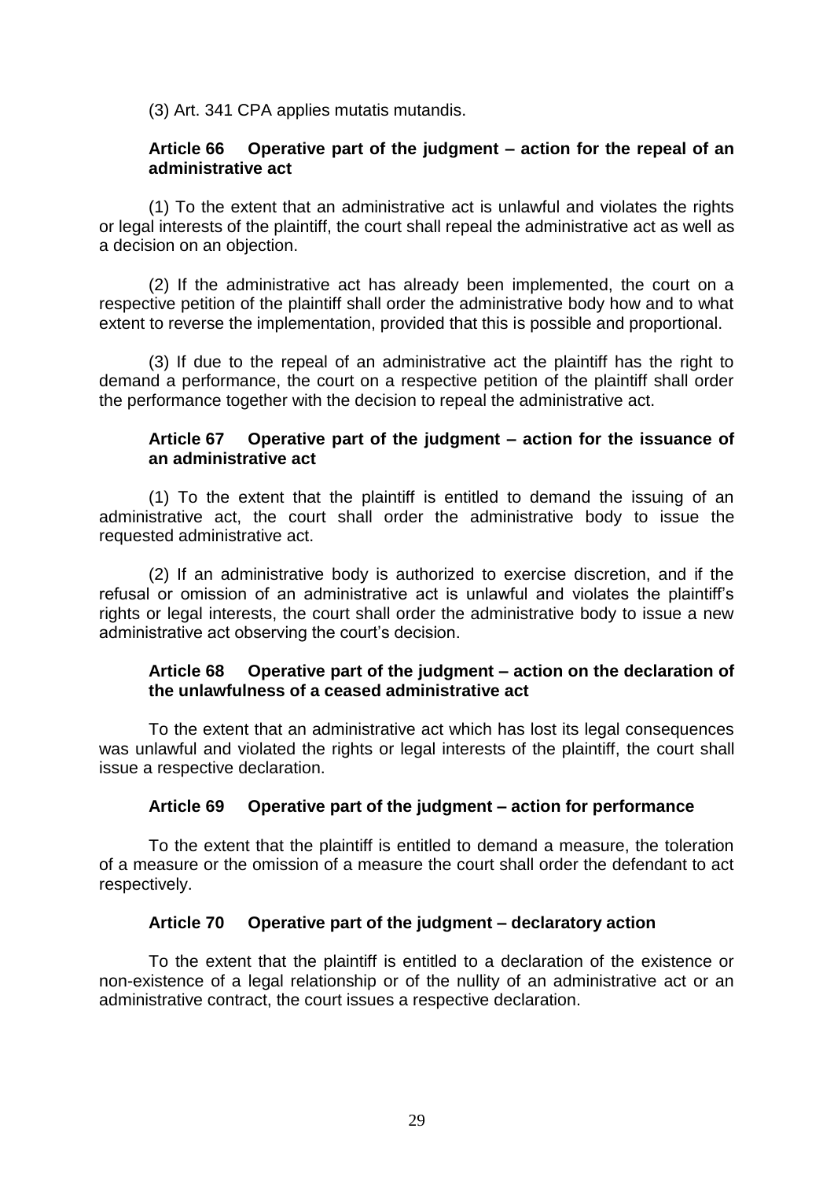(3) Art. 341 CPA applies mutatis mutandis.

### Article 66 Operative part of the judgment – action for the repeal of an administrative act

(1) To the extent that an administrative act is unlawful and violates the rights or legal interests of the plaintiff, the court shall repeal the administrative act as well as a decision on an objection.

(2) If the administrative act has already been implemented, the court on a respective petition of the plaintiff shall order the administrative body how and to what extent to reverse the implementation, provided that this is possible and proportional.

(3) If due to the repeal of an administrative act the plaintiff has the right to demand a performance, the court on a respective petition of the plaintiff shall order the performance together with the decision to repeal the administrative act.

### Article 67 Operative part of the judgment – action for the issuance of an administrative act

(1) To the extent that the plaintiff is entitled to demand the issuing of an administrative act, the court shall order the administrative body to issue the requested administrative act.

(2) If an administrative body is authorized to exercise discretion, and if the refusal or omission of an administrative act is unlawful and violates the plaintiff's rights or legal interests, the court shall order the administrative body to issue a new administrative act observing the court's decision.

### Article 68 Operative part of the judgment – action on the declaration of the unlawfulness of a ceased administrative act

To the extent that an administrative act which has lost its legal consequences was unlawful and violated the rights or legal interests of the plaintiff, the court shall issue a respective declaration.

### Article 69 Operative part of the judgment – action for performance

To the extent that the plaintiff is entitled to demand a measure, the toleration of a measure or the omission of a measure the court shall order the defendant to act respectively.

### Article 70 Operative part of the judgment – declaratory action

To the extent that the plaintiff is entitled to a declaration of the existence or non-existence of a legal relationship or of the nullity of an administrative act or an administrative contract, the court issues a respective declaration.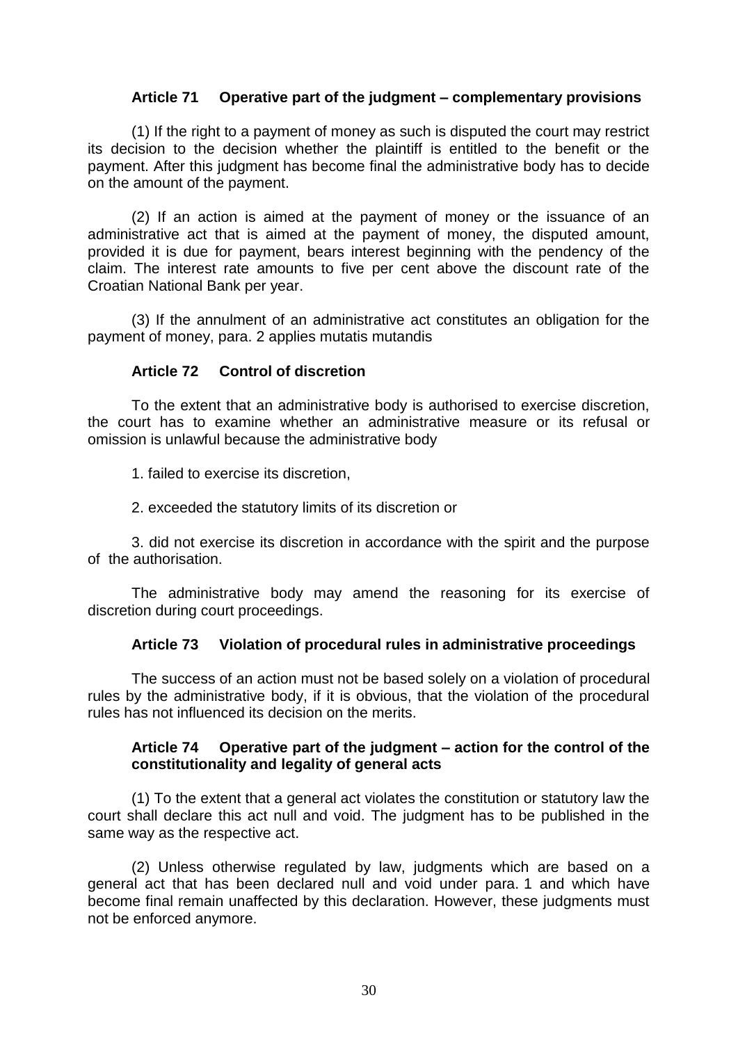### Article 71 Operative part of the judgment – complementary provisions

(1) If the right to a payment of money as such is disputed the court may restrict its decision to the decision whether the plaintiff is entitled to the benefit or the payment. After this judgment has become final the administrative body has to decide on the amount of the payment.

(2) If an action is aimed at the payment of money or the issuance of an administrative act that is aimed at the payment of money, the disputed amount, provided it is due for payment, bears interest beginning with the pendency of the claim. The interest rate amounts to five per cent above the discount rate of the Croatian National Bank per year.

(3) If the annulment of an administrative act constitutes an obligation for the payment of money, para. 2 applies mutatis mutandis

### Article 72 Control of discretion

To the extent that an administrative body is authorised to exercise discretion, the court has to examine whether an administrative measure or its refusal or omission is unlawful because the administrative body

1. failed to exercise its discretion,

2. exceeded the statutory limits of its discretion or

3. did not exercise its discretion in accordance with the spirit and the purpose of the authorisation.

The administrative body may amend the reasoning for its exercise of discretion during court proceedings.

### Article 73 Violation of procedural rules in administrative proceedings

The success of an action must not be based solely on a violation of procedural rules by the administrative body, if it is obvious, that the violation of the procedural rules has not influenced its decision on the merits.

### Article 74 Operative part of the judgment – action for the control of the constitutionality and legality of general acts

(1) To the extent that a general act violates the constitution or statutory law the court shall declare this act null and void. The judgment has to be published in the same way as the respective act.

(2) Unless otherwise regulated by law, judgments which are based on a general act that has been declared null and void under para. 1 and which have become final remain unaffected by this declaration. However, these judgments must not be enforced anymore.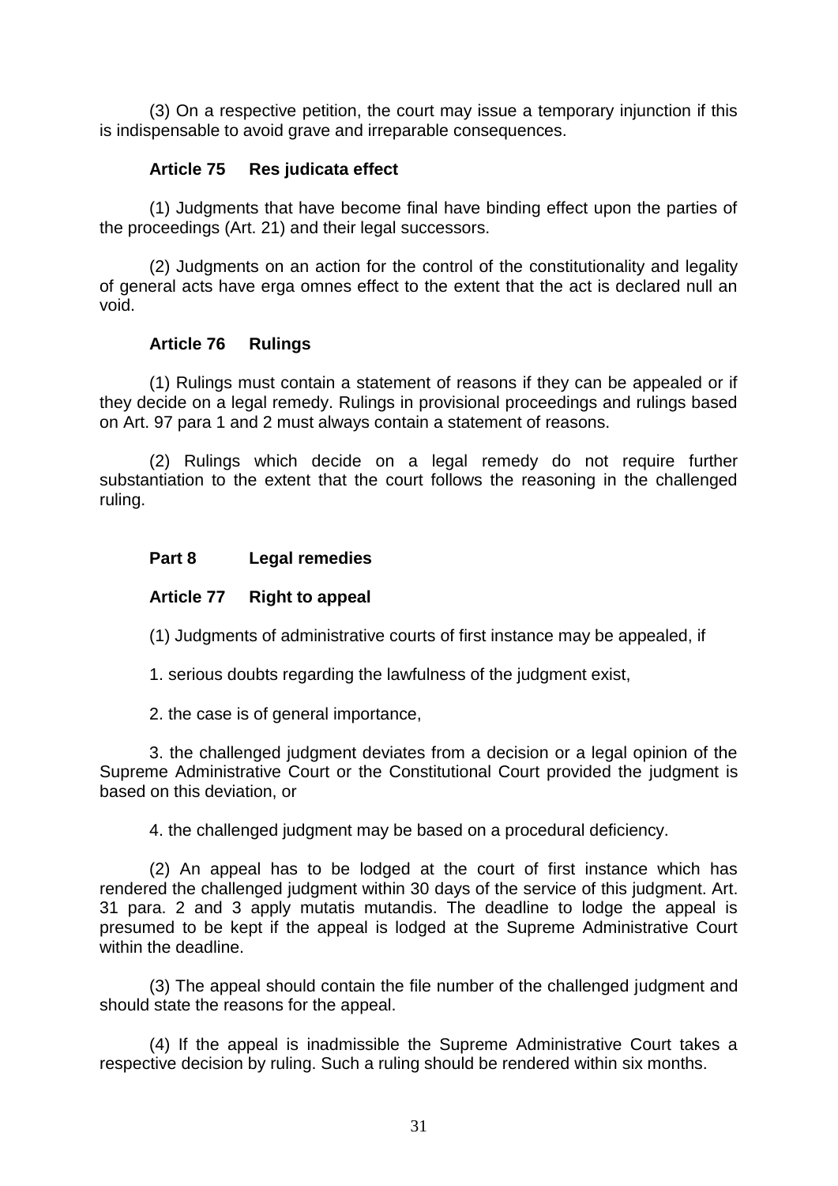(3) On a respective petition, the court may issue a temporary injunction if this is indispensable to avoid grave and irreparable consequences.

### Article 75 Res judicata effect

(1) Judgments that have become final have binding effect upon the parties of the proceedings (Art. 21) and their legal successors.

(2) Judgments on an action for the control of the constitutionality and legality of general acts have erga omnes effect to the extent that the act is declared null an void.

### Article 76 Rulings

(1) Rulings must contain a statement of reasons if they can be appealed or if they decide on a legal remedy. Rulings in provisional proceedings and rulings based on Art. 97 para 1 and 2 must always contain a statement of reasons.

(2) Rulings which decide on a legal remedy do not require further substantiation to the extent that the court follows the reasoning in the challenged ruling.

## Part 8 Legal remedies

### Article 77 Right to appeal

(1) Judgments of administrative courts of first instance may be appealed, if

1. serious doubts regarding the lawfulness of the judgment exist,

2. the case is of general importance,

3. the challenged judgment deviates from a decision or a legal opinion of the Supreme Administrative Court or the Constitutional Court provided the judgment is based on this deviation, or

4. the challenged judgment may be based on a procedural deficiency.

(2) An appeal has to be lodged at the court of first instance which has rendered the challenged judgment within 30 days of the service of this judgment. Art. 31 para. 2 and 3 apply mutatis mutandis. The deadline to lodge the appeal is presumed to be kept if the appeal is lodged at the Supreme Administrative Court within the deadline.

(3) The appeal should contain the file number of the challenged judgment and should state the reasons for the appeal.

(4) If the appeal is inadmissible the Supreme Administrative Court takes a respective decision by ruling. Such a ruling should be rendered within six months.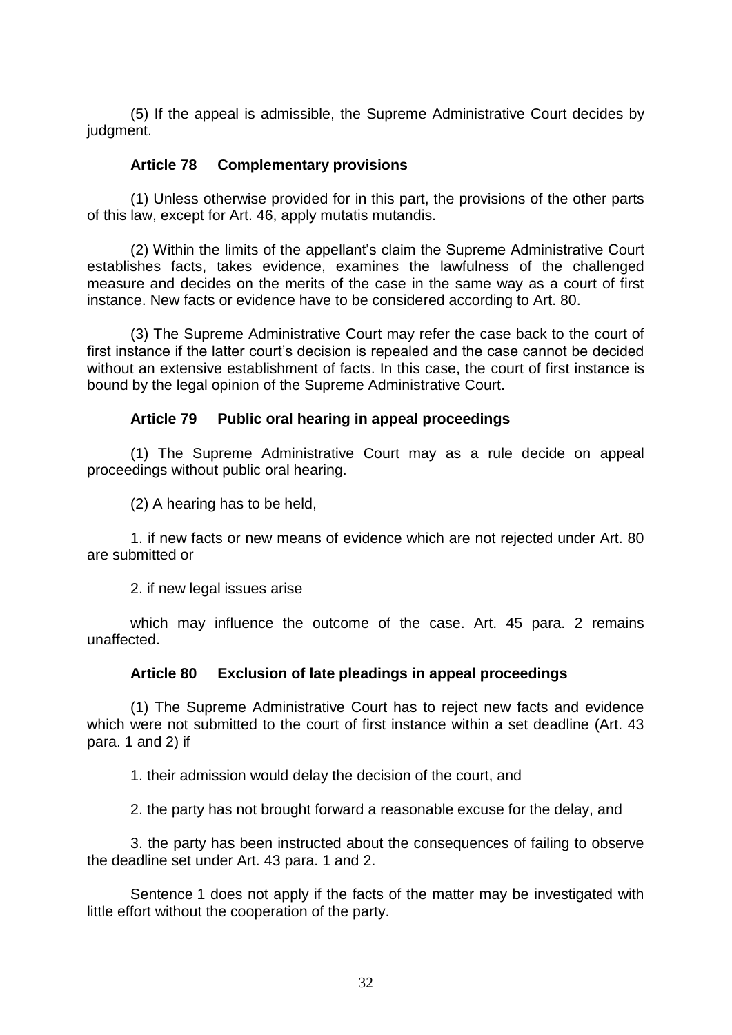(5) If the appeal is admissible, the Supreme Administrative Court decides by judgment.

### Article 78 Complementary provisions

(1) Unless otherwise provided for in this part, the provisions of the other parts of this law, except for Art. 46, apply mutatis mutandis.

(2) Within the limits of the appellant's claim the Supreme Administrative Court establishes facts, takes evidence, examines the lawfulness of the challenged measure and decides on the merits of the case in the same way as a court of first instance. New facts or evidence have to be considered according to Art. 80.

(3) The Supreme Administrative Court may refer the case back to the court of first instance if the latter court's decision is repealed and the case cannot be decided without an extensive establishment of facts. In this case, the court of first instance is bound by the legal opinion of the Supreme Administrative Court.

### Article 79 Public oral hearing in appeal proceedings

(1) The Supreme Administrative Court may as a rule decide on appeal proceedings without public oral hearing.

(2) A hearing has to be held,

1. if new facts or new means of evidence which are not rejected under Art. 80 are submitted or

2. if new legal issues arise

which may influence the outcome of the case. Art. 45 para. 2 remains unaffected.

### Article 80 Exclusion of late pleadings in appeal proceedings

(1) The Supreme Administrative Court has to reject new facts and evidence which were not submitted to the court of first instance within a set deadline (Art. 43 para. 1 and 2) if

1. their admission would delay the decision of the court, and

2. the party has not brought forward a reasonable excuse for the delay, and

3. the party has been instructed about the consequences of failing to observe the deadline set under Art. 43 para. 1 and 2.

Sentence 1 does not apply if the facts of the matter may be investigated with little effort without the cooperation of the party.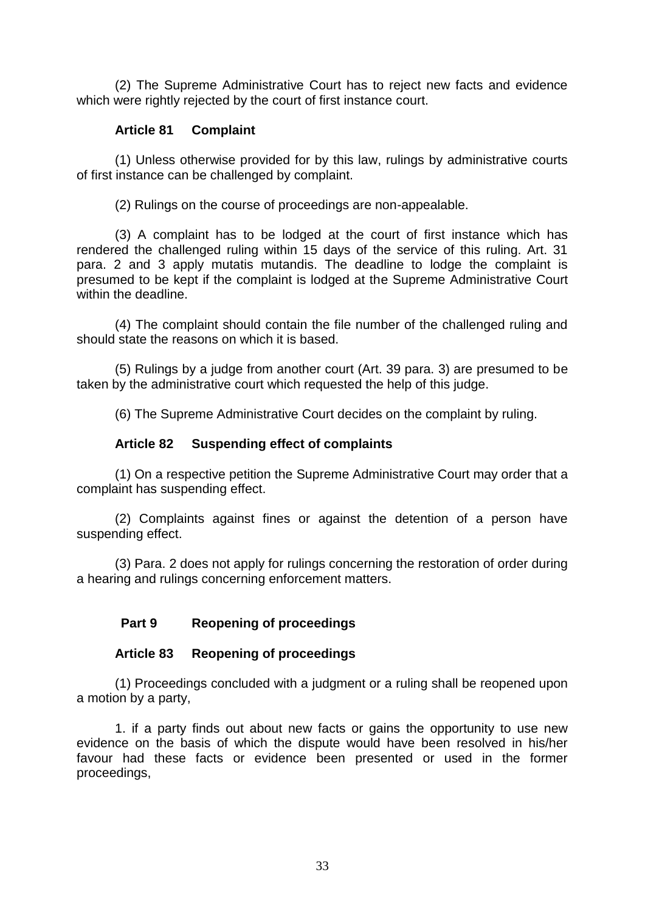(2) The Supreme Administrative Court has to reject new facts and evidence which were rightly rejected by the court of first instance court.

### Article 81 Complaint

(1) Unless otherwise provided for by this law, rulings by administrative courts of first instance can be challenged by complaint.

(2) Rulings on the course of proceedings are non-appealable.

(3) A complaint has to be lodged at the court of first instance which has rendered the challenged ruling within 15 days of the service of this ruling. Art. 31 para. 2 and 3 apply mutatis mutandis. The deadline to lodge the complaint is presumed to be kept if the complaint is lodged at the Supreme Administrative Court within the deadline.

(4) The complaint should contain the file number of the challenged ruling and should state the reasons on which it is based.

(5) Rulings by a judge from another court (Art. 39 para. 3) are presumed to be taken by the administrative court which requested the help of this judge.

(6) The Supreme Administrative Court decides on the complaint by ruling.

### Article 82 Suspending effect of complaints

(1) On a respective petition the Supreme Administrative Court may order that a complaint has suspending effect.

(2) Complaints against fines or against the detention of a person have suspending effect.

(3) Para. 2 does not apply for rulings concerning the restoration of order during a hearing and rulings concerning enforcement matters.

## Part 9 Reopening of proceedings

### Article 83 Reopening of proceedings

(1) Proceedings concluded with a judgment or a ruling shall be reopened upon a motion by a party,

1. if a party finds out about new facts or gains the opportunity to use new evidence on the basis of which the dispute would have been resolved in his/her favour had these facts or evidence been presented or used in the former proceedings,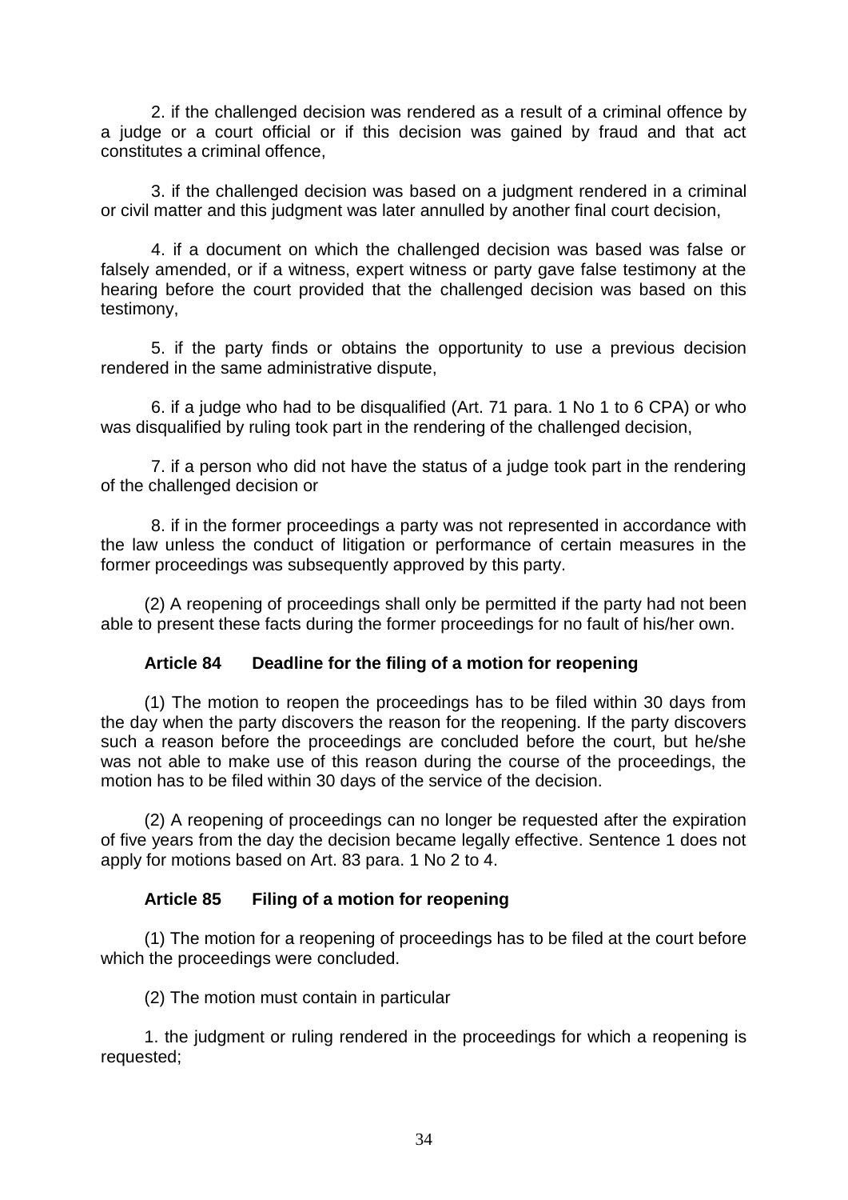2. if the challenged decision was rendered as a result of a criminal offence by a judge or a court official or if this decision was gained by fraud and that act constitutes a criminal offence,

3. if the challenged decision was based on a judgment rendered in a criminal or civil matter and this judgment was later annulled by another final court decision,

4. if a document on which the challenged decision was based was false or falsely amended, or if a witness, expert witness or party gave false testimony at the hearing before the court provided that the challenged decision was based on this testimony,

5. if the party finds or obtains the opportunity to use a previous decision rendered in the same administrative dispute,

6. if a judge who had to be disqualified (Art. 71 para. 1 No 1 to 6 CPA) or who was disqualified by ruling took part in the rendering of the challenged decision,

7. if a person who did not have the status of a judge took part in the rendering of the challenged decision or

8. if in the former proceedings a party was not represented in accordance with the law unless the conduct of litigation or performance of certain measures in the former proceedings was subsequently approved by this party.

(2) A reopening of proceedings shall only be permitted if the party had not been able to present these facts during the former proceedings for no fault of his/her own.

### Article 84 Deadline for the filing of a motion for reopening

(1) The motion to reopen the proceedings has to be filed within 30 days from the day when the party discovers the reason for the reopening. If the party discovers such a reason before the proceedings are concluded before the court, but he/she was not able to make use of this reason during the course of the proceedings, the motion has to be filed within 30 days of the service of the decision.

(2) A reopening of proceedings can no longer be requested after the expiration of five years from the day the decision became legally effective. Sentence 1 does not apply for motions based on Art. 83 para. 1 No 2 to 4.

### Article 85 Filing of a motion for reopening

(1) The motion for a reopening of proceedings has to be filed at the court before which the proceedings were concluded.

(2) The motion must contain in particular

1. the judgment or ruling rendered in the proceedings for which a reopening is requested;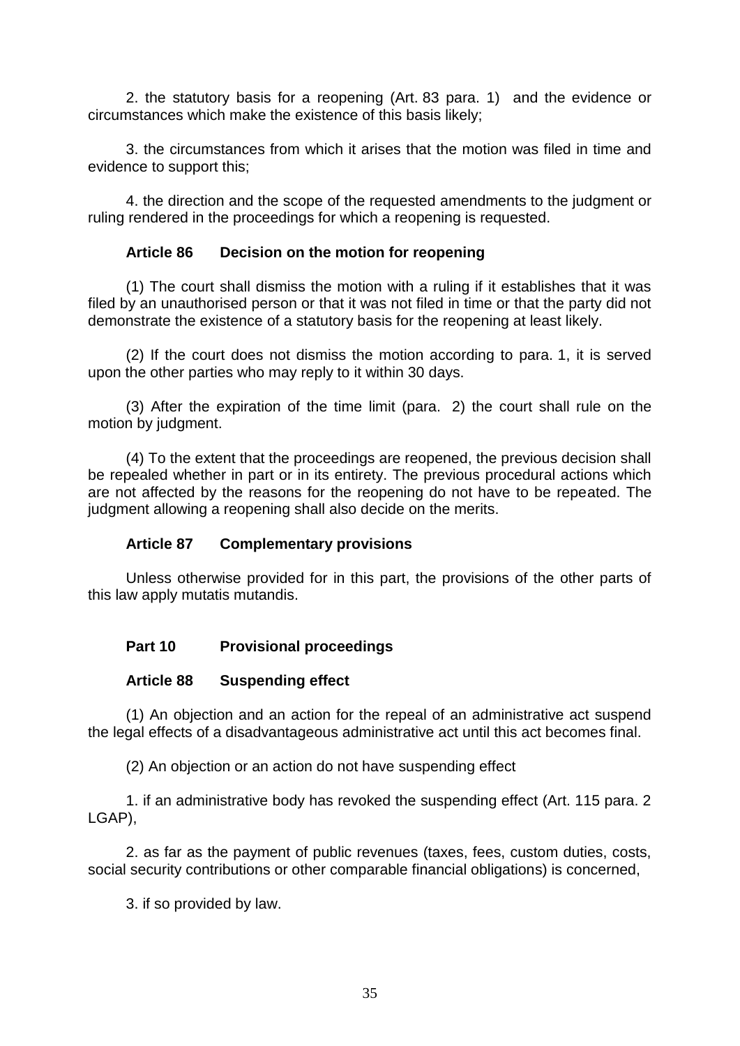2. the statutory basis for a reopening (Art. 83 para. 1) and the evidence or circumstances which make the existence of this basis likely;

3. the circumstances from which it arises that the motion was filed in time and evidence to support this;

4. the direction and the scope of the requested amendments to the judgment or ruling rendered in the proceedings for which a reopening is requested.

### Article 86 Decision on the motion for reopening

(1) The court shall dismiss the motion with a ruling if it establishes that it was filed by an unauthorised person or that it was not filed in time or that the party did not demonstrate the existence of a statutory basis for the reopening at least likely.

(2) If the court does not dismiss the motion according to para. 1, it is served upon the other parties who may reply to it within 30 days.

(3) After the expiration of the time limit (para. 2) the court shall rule on the motion by judgment.

(4) To the extent that the proceedings are reopened, the previous decision shall be repealed whether in part or in its entirety. The previous procedural actions which are not affected by the reasons for the reopening do not have to be repeated. The judgment allowing a reopening shall also decide on the merits.

### Article 87 Complementary provisions

Unless otherwise provided for in this part, the provisions of the other parts of this law apply mutatis mutandis.

## Part 10 Provisional proceedings

### Article 88 Suspending effect

(1) An objection and an action for the repeal of an administrative act suspend the legal effects of a disadvantageous administrative act until this act becomes final.

(2) An objection or an action do not have suspending effect

1. if an administrative body has revoked the suspending effect (Art. 115 para. 2 LGAP),

2. as far as the payment of public revenues (taxes, fees, custom duties, costs, social security contributions or other comparable financial obligations) is concerned,

3. if so provided by law.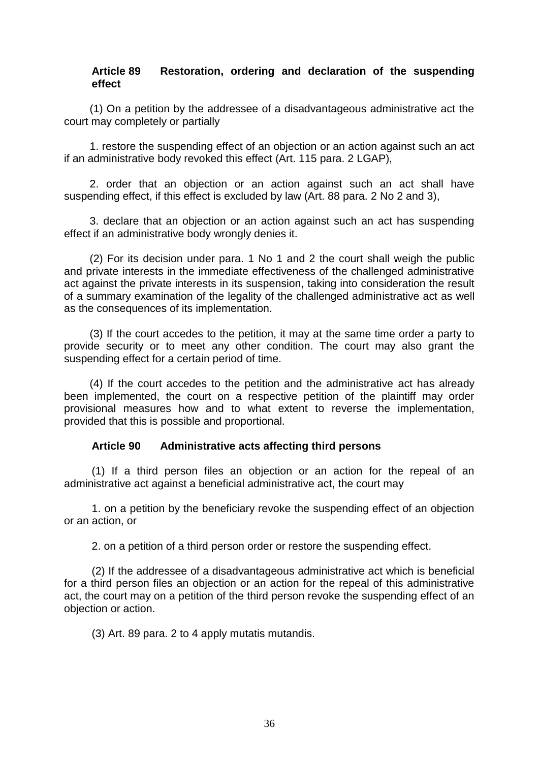### Article 89 Restoration, ordering and declaration of the suspending effect

(1) On a petition by the addressee of a disadvantageous administrative act the court may completely or partially

1. restore the suspending effect of an objection or an action against such an act if an administrative body revoked this effect (Art. 115 para. 2 LGAP),

2. order that an objection or an action against such an act shall have suspending effect, if this effect is excluded by law (Art. 88 para. 2 No 2 and 3),

3. declare that an objection or an action against such an act has suspending effect if an administrative body wrongly denies it.

(2) For its decision under para. 1 No 1 and 2 the court shall weigh the public and private interests in the immediate effectiveness of the challenged administrative act against the private interests in its suspension, taking into consideration the result of a summary examination of the legality of the challenged administrative act as well as the consequences of its implementation.

(3) If the court accedes to the petition, it may at the same time order a party to provide security or to meet any other condition. The court may also grant the suspending effect for a certain period of time.

(4) If the court accedes to the petition and the administrative act has already been implemented, the court on a respective petition of the plaintiff may order provisional measures how and to what extent to reverse the implementation, provided that this is possible and proportional.

### Article 90 Administrative acts affecting third persons

(1) If a third person files an objection or an action for the repeal of an administrative act against a beneficial administrative act, the court may

1. on a petition by the beneficiary revoke the suspending effect of an objection or an action, or

2. on a petition of a third person order or restore the suspending effect.

(2) If the addressee of a disadvantageous administrative act which is beneficial for a third person files an objection or an action for the repeal of this administrative act, the court may on a petition of the third person revoke the suspending effect of an objection or action.

(3) Art. 89 para. 2 to 4 apply mutatis mutandis.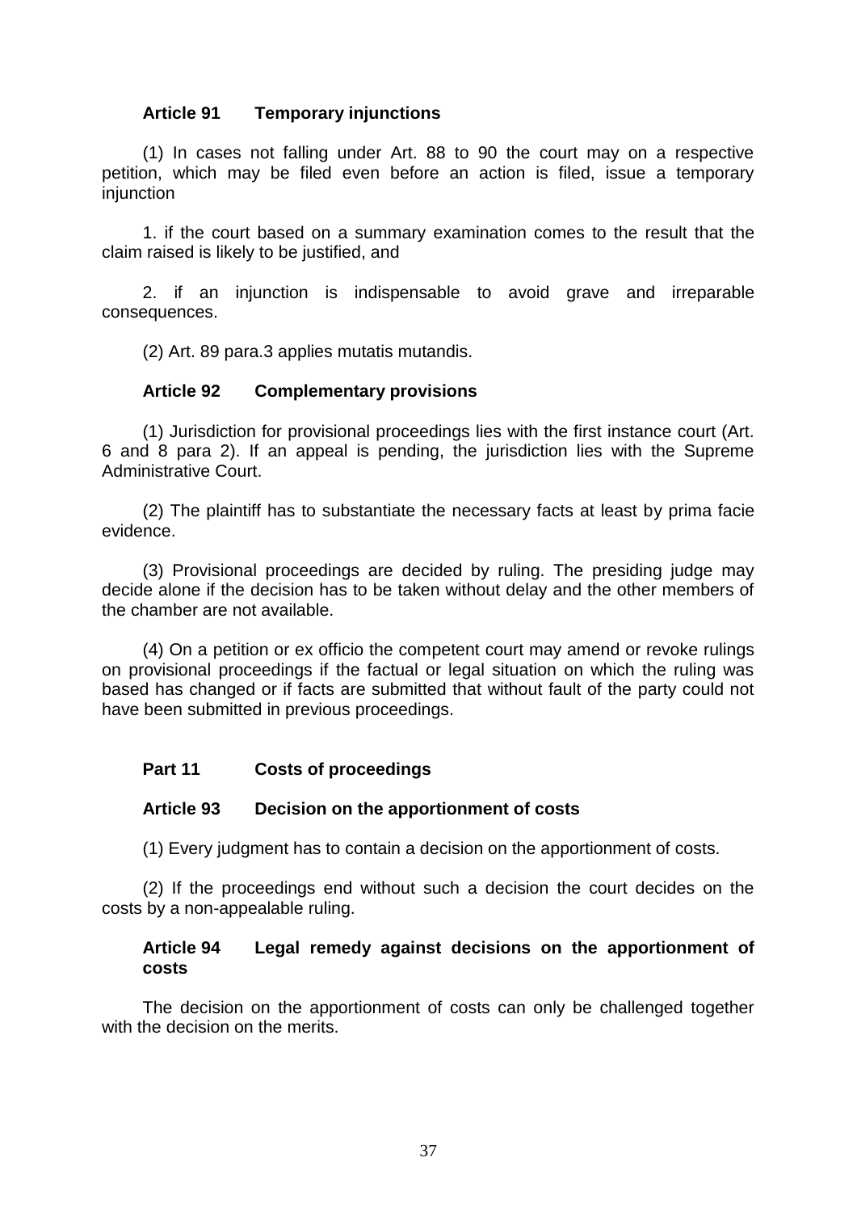### Article 91 Temporary injunctions

(1) In cases not falling under Art. 88 to 90 the court may on a respective petition, which may be filed even before an action is filed, issue a temporary injunction

1. if the court based on a summary examination comes to the result that the claim raised is likely to be justified, and

2. if an injunction is indispensable to avoid grave and irreparable consequences.

(2) Art. 89 para.3 applies mutatis mutandis.

### Article 92 Complementary provisions

(1) Jurisdiction for provisional proceedings lies with the first instance court (Art. 6 and 8 para 2). If an appeal is pending, the jurisdiction lies with the Supreme Administrative Court.

(2) The plaintiff has to substantiate the necessary facts at least by prima facie evidence.

(3) Provisional proceedings are decided by ruling. The presiding judge may decide alone if the decision has to be taken without delay and the other members of the chamber are not available.

(4) On a petition or ex officio the competent court may amend or revoke rulings on provisional proceedings if the factual or legal situation on which the ruling was based has changed or if facts are submitted that without fault of the party could not have been submitted in previous proceedings.

## Part 11 Costs of proceedings

### Article 93 Decision on the apportionment of costs

(1) Every judgment has to contain a decision on the apportionment of costs.

(2) If the proceedings end without such a decision the court decides on the costs by a non-appealable ruling.

### Article 94 Legal remedy against decisions on the apportionment of costs

The decision on the apportionment of costs can only be challenged together with the decision on the merits.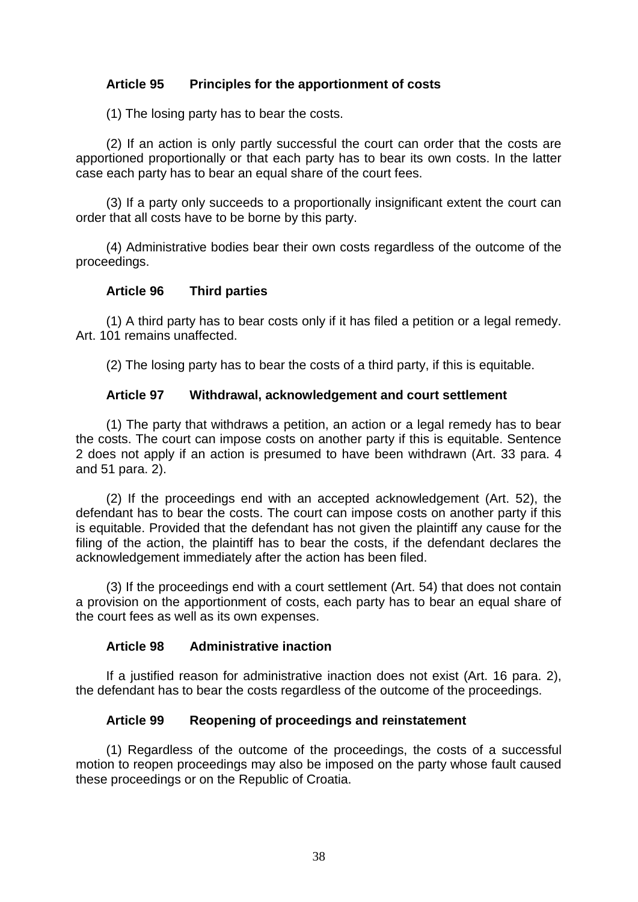### Article 95 Principles for the apportionment of costs

(1) The losing party has to bear the costs.

(2) If an action is only partly successful the court can order that the costs are apportioned proportionally or that each party has to bear its own costs. In the latter case each party has to bear an equal share of the court fees.

(3) If a party only succeeds to a proportionally insignificant extent the court can order that all costs have to be borne by this party.

(4) Administrative bodies bear their own costs regardless of the outcome of the proceedings.

### Article 96 Third parties

(1) A third party has to bear costs only if it has filed a petition or a legal remedy. Art. 101 remains unaffected.

(2) The losing party has to bear the costs of a third party, if this is equitable.

### Article 97 Withdrawal, acknowledgement and court settlement

(1) The party that withdraws a petition, an action or a legal remedy has to bear the costs. The court can impose costs on another party if this is equitable. Sentence 2 does not apply if an action is presumed to have been withdrawn (Art. 33 para. 4 and 51 para. 2).

(2) If the proceedings end with an accepted acknowledgement (Art. 52), the defendant has to bear the costs. The court can impose costs on another party if this is equitable. Provided that the defendant has not given the plaintiff any cause for the filing of the action, the plaintiff has to bear the costs, if the defendant declares the acknowledgement immediately after the action has been filed.

(3) If the proceedings end with a court settlement (Art. 54) that does not contain a provision on the apportionment of costs, each party has to bear an equal share of the court fees as well as its own expenses.

### Article 98 Administrative inaction

If a justified reason for administrative inaction does not exist (Art. 16 para. 2), the defendant has to bear the costs regardless of the outcome of the proceedings.

### Article 99 Reopening of proceedings and reinstatement

(1) Regardless of the outcome of the proceedings, the costs of a successful motion to reopen proceedings may also be imposed on the party whose fault caused these proceedings or on the Republic of Croatia.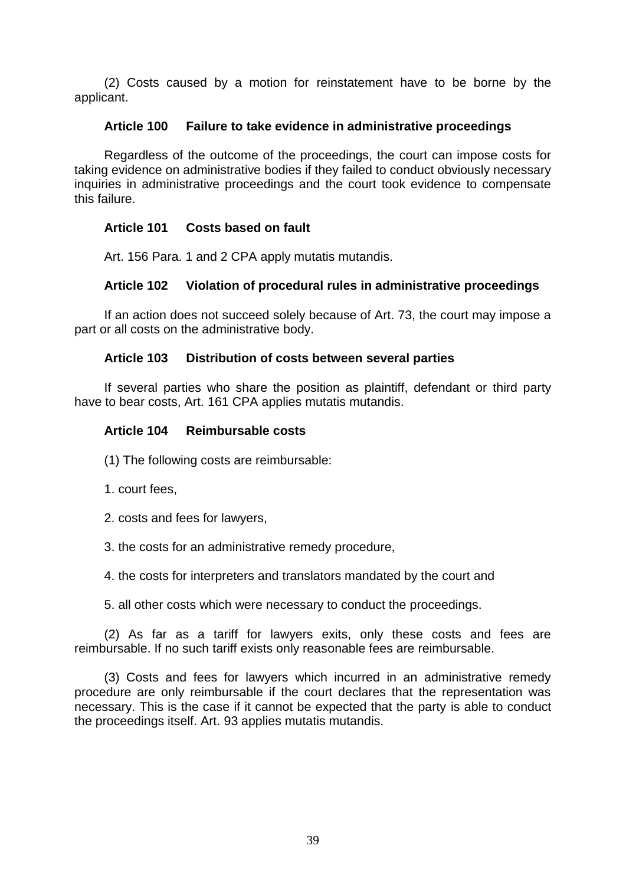(2) Costs caused by a motion for reinstatement have to be borne by the applicant.

### Article 100 Failure to take evidence in administrative proceedings

Regardless of the outcome of the proceedings, the court can impose costs for taking evidence on administrative bodies if they failed to conduct obviously necessary inquiries in administrative proceedings and the court took evidence to compensate this failure.

### Article 101 Costs based on fault

Art. 156 Para. 1 and 2 CPA apply mutatis mutandis.

### Article 102 Violation of procedural rules in administrative proceedings

If an action does not succeed solely because of Art. 73, the court may impose a part or all costs on the administrative body.

### Article 103 Distribution of costs between several parties

If several parties who share the position as plaintiff, defendant or third party have to bear costs, Art. 161 CPA applies mutatis mutandis.

### Article 104 Reimbursable costs

(1) The following costs are reimbursable:

1. court fees,

2. costs and fees for lawyers,

3. the costs for an administrative remedy procedure,

4. the costs for interpreters and translators mandated by the court and

5. all other costs which were necessary to conduct the proceedings.

(2) As far as a tariff for lawyers exits, only these costs and fees are reimbursable. If no such tariff exists only reasonable fees are reimbursable.

(3) Costs and fees for lawyers which incurred in an administrative remedy procedure are only reimbursable if the court declares that the representation was necessary. This is the case if it cannot be expected that the party is able to conduct the proceedings itself. Art. 93 applies mutatis mutandis.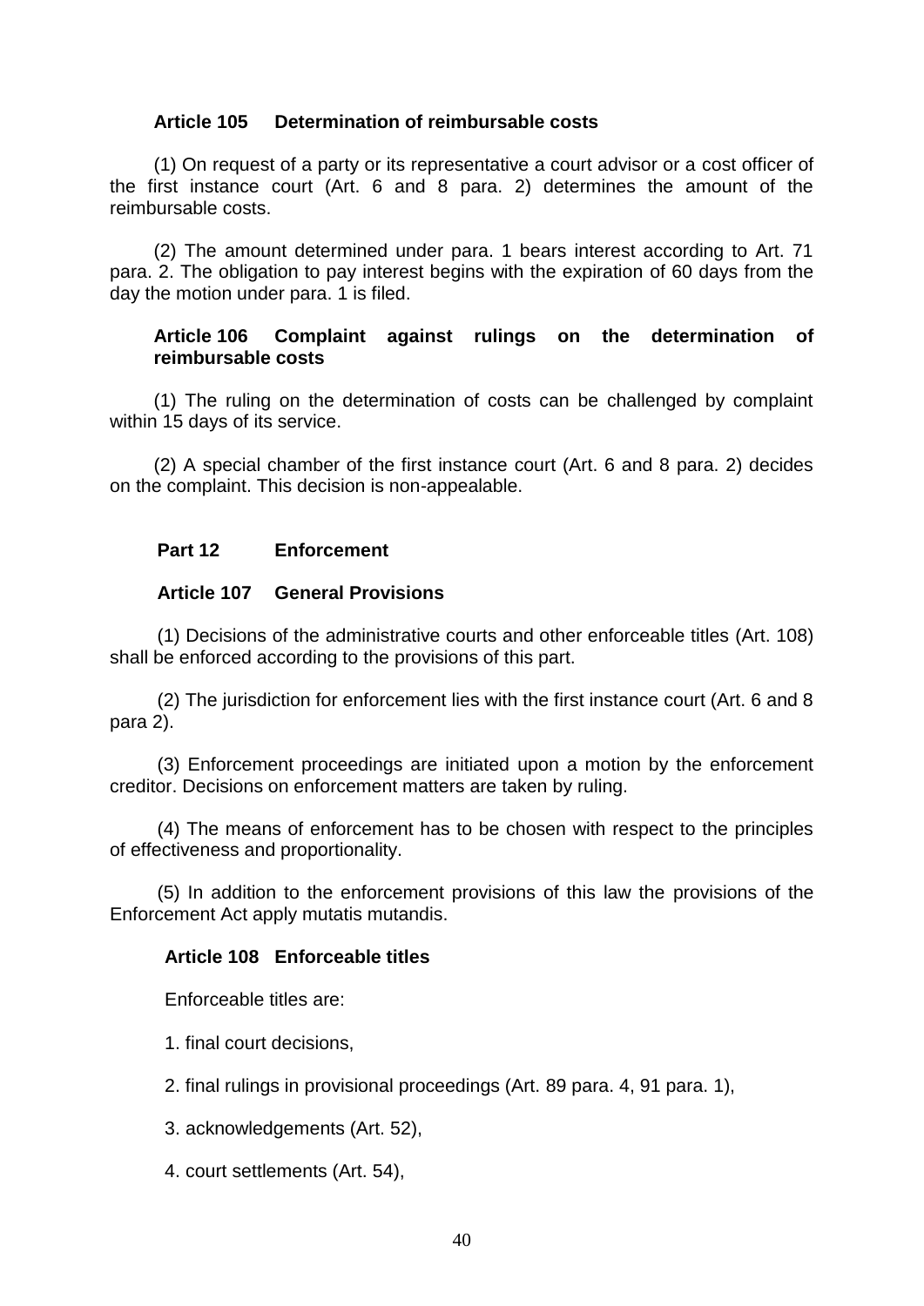### Article 105 Determination of reimbursable costs

(1) On request of a party or its representative a court advisor or a cost officer of the first instance court (Art. 6 and 8 para. 2) determines the amount of the reimbursable costs.

(2) The amount determined under para. 1 bears interest according to Art. 71 para. 2. The obligation to pay interest begins with the expiration of 60 days from the day the motion under para. 1 is filed.

### Article 106 Complaint against rulings on the determination of reimbursable costs

(1) The ruling on the determination of costs can be challenged by complaint within 15 days of its service.

(2) A special chamber of the first instance court (Art. 6 and 8 para. 2) decides on the complaint. This decision is non-appealable.

## Part 12 Enforcement

### Article 107 General Provisions

(1) Decisions of the administrative courts and other enforceable titles (Art. 108) shall be enforced according to the provisions of this part.

(2) The jurisdiction for enforcement lies with the first instance court (Art. 6 and 8 para 2).

(3) Enforcement proceedings are initiated upon a motion by the enforcement creditor. Decisions on enforcement matters are taken by ruling.

(4) The means of enforcement has to be chosen with respect to the principles of effectiveness and proportionality.

(5) In addition to the enforcement provisions of this law the provisions of the Enforcement Act apply mutatis mutandis.

### Article 108 Enforceable titles

Enforceable titles are:

1. final court decisions,

2. final rulings in provisional proceedings (Art. 89 para. 4, 91 para. 1),

3. acknowledgements (Art. 52),

4. court settlements (Art. 54),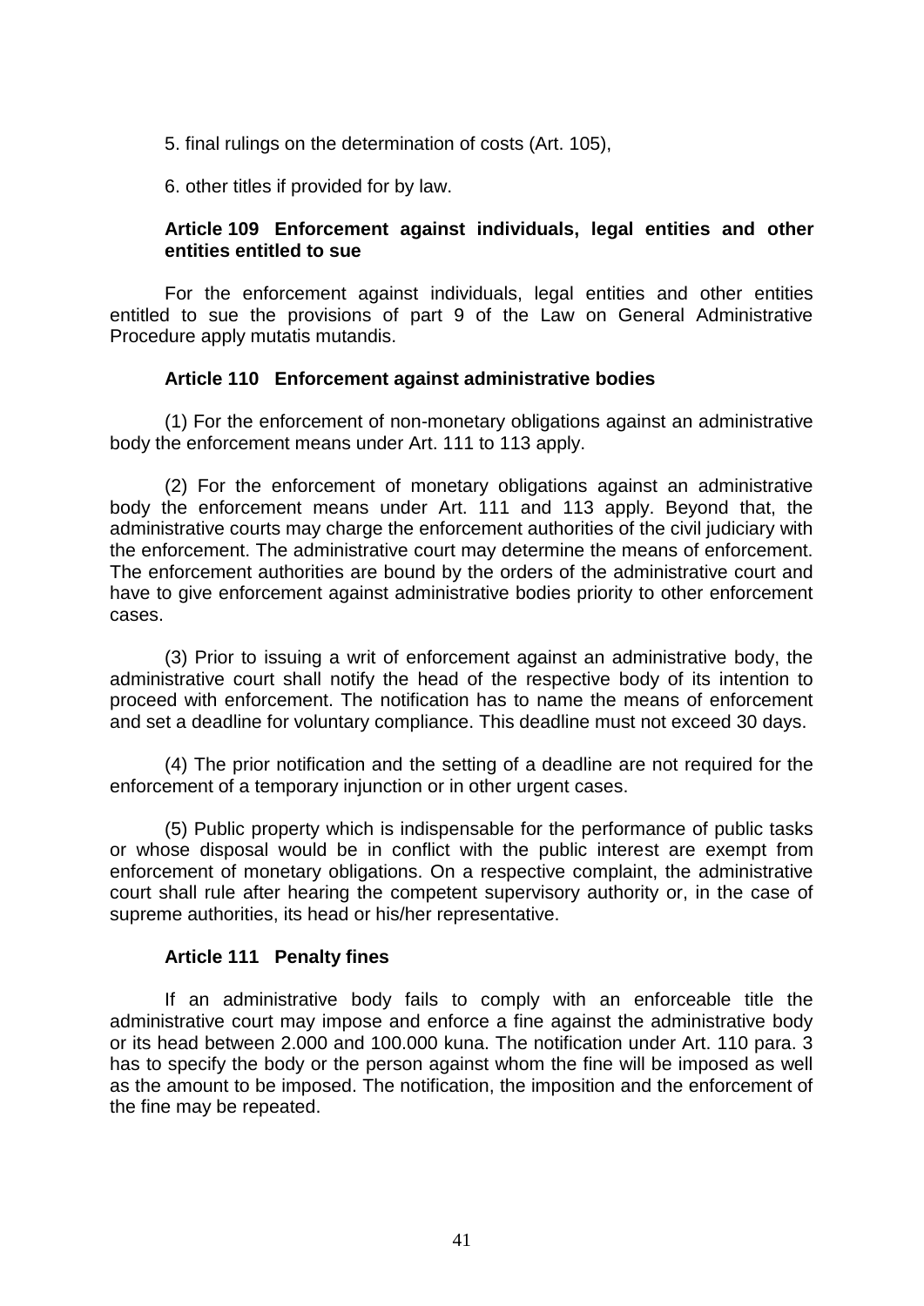5. final rulings on the determination of costs (Art. 105),

6. other titles if provided for by law.

**Article 109 Enforcement against individuals, legal entities and other entities entitled to sue**

For the enforcement against individuals, legal entities and other entities entitled to sue the provisions of part 9 of the Law on General Administrative Procedure apply mutatis mutandis.

**Article 110 Enforcement against administrative bodies**

(1) For the enforcement of non-monetary obligations against an administrative body the enforcement means under Art. 111 to 113 apply.

(2) For the enforcement of monetary obligations against an administrative body the enforcement means under Art. 111 and 113 apply. Beyond that, the administrative courts may charge the enforcement authorities of the civil judiciary with the enforcement. The administrative court may determine the means of enforcement. The enforcement authorities are bound by the orders of the administrative court and have to give enforcement against administrative bodies priority to other enforcement cases.

(3) Prior to issuing a writ of enforcement against an administrative body, the administrative court shall notify the head of the respective body of its intention to proceed with enforcement. The notification has to name the means of enforcement and set a deadline for voluntary compliance. This deadline must not exceed 30 days.

(4) The prior notification and the setting of a deadline are not required for the enforcement of a temporary injunction or in other urgent cases.

(5) Public property which is indispensable for the performance of public tasks or whose disposal would be in conflict with the public interest are exempt from enforcement of monetary obligations. On a respective complaint, the administrative court shall rule after hearing the competent supervisory authority or, in the case of supreme authorities, its head or his/her representative.

**Article 111 Penalty fines**

If an administrative body fails to comply with an enforceable title the administrative court may impose and enforce a fine against the administrative body or its head between 2.000 and 100.000 kuna. The notification under Art. 110 para. 3 has to specify the body or the person against whom the fine will be imposed as well as the amount to be imposed. The notification, the imposition and the enforcement of the fine may be repeated.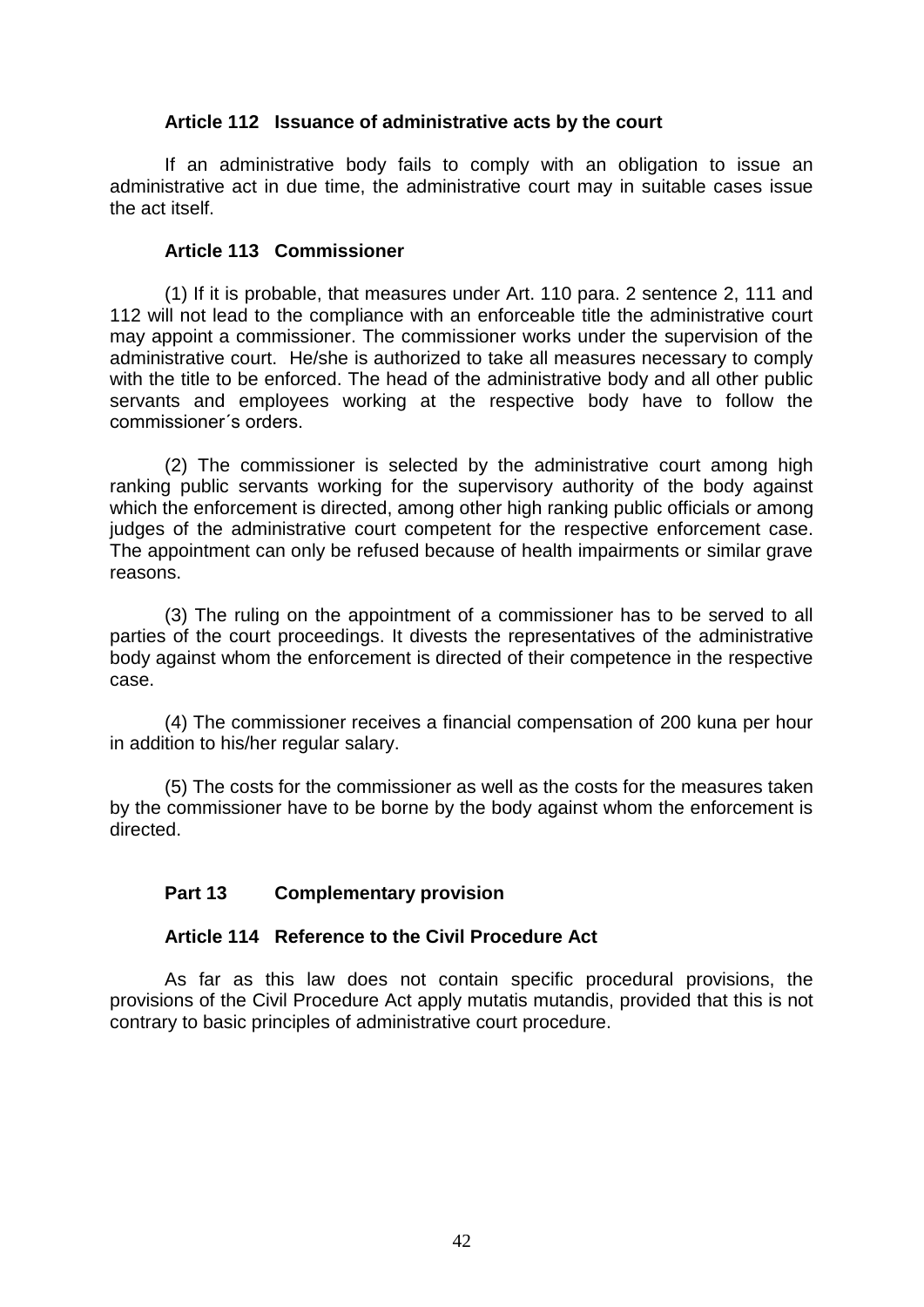### Article 112 Issuance of administrative acts by the court

If an administrative body fails to comply with an obligation to issue an administrative act in due time, the administrative court may in suitable cases issue the act itself.

### Article 113 Commissioner

(1) If it is probable, that measures under Art. 110 para. 2 sentence 2, 111 and 112 will not lead to the compliance with an enforceable title the administrative court may appoint a commissioner. The commissioner works under the supervision of the administrative court. He/she is authorized to take all measures necessary to comply with the title to be enforced. The head of the administrative body and all other public servants and employees working at the respective body have to follow the commissioner´s orders.

(2) The commissioner is selected by the administrative court among high ranking public servants working for the supervisory authority of the body against which the enforcement is directed, among other high ranking public officials or among judges of the administrative court competent for the respective enforcement case. The appointment can only be refused because of health impairments or similar grave reasons.

(3) The ruling on the appointment of a commissioner has to be served to all parties of the court proceedings. It divests the representatives of the administrative body against whom the enforcement is directed of their competence in the respective case.

(4) The commissioner receives a financial compensation of 200 kuna per hour in addition to his/her regular salary.

(5) The costs for the commissioner as well as the costs for the measures taken by the commissioner have to be borne by the body against whom the enforcement is directed.

## Part 13 Complementary provision

### Article 114 Reference to the Civil Procedure Act

As far as this law does not contain specific procedural provisions, the provisions of the Civil Procedure Act apply mutatis mutandis, provided that this is not contrary to basic principles of administrative court procedure.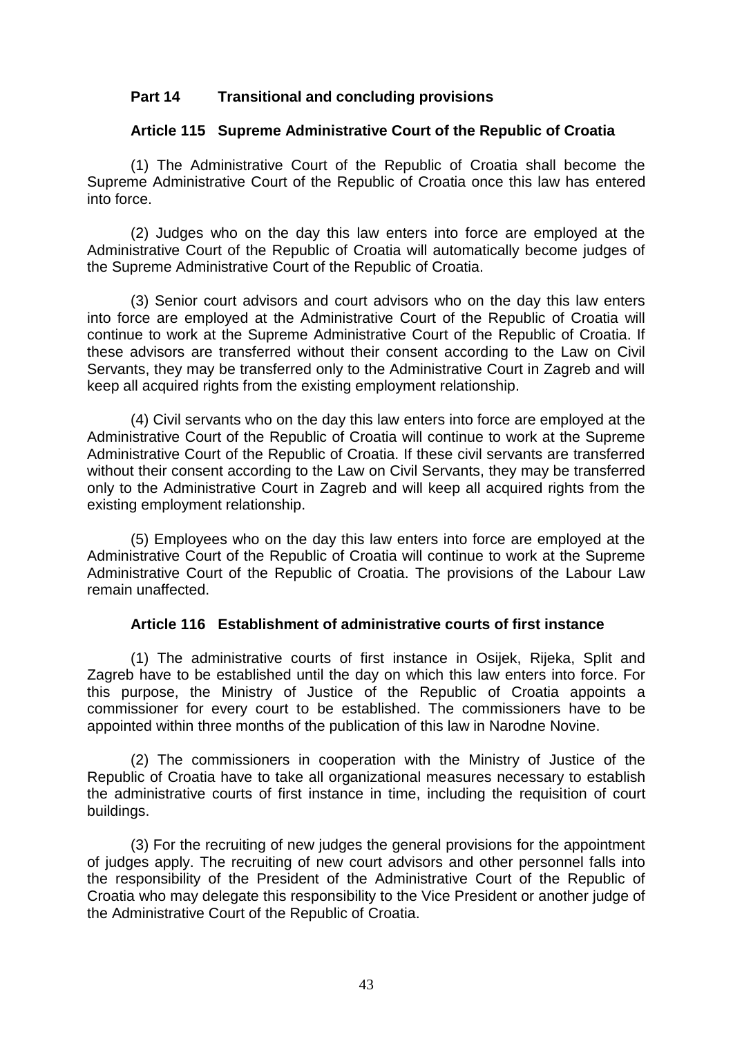## Part 14 Transitional and concluding provisions

### Article 115 Supreme Administrative Court of the Republic of Croatia

(1) The Administrative Court of the Republic of Croatia shall become the Supreme Administrative Court of the Republic of Croatia once this law has entered into force.

(2) Judges who on the day this law enters into force are employed at the Administrative Court of the Republic of Croatia will automatically become judges of the Supreme Administrative Court of the Republic of Croatia.

(3) Senior court advisors and court advisors who on the day this law enters into force are employed at the Administrative Court of the Republic of Croatia will continue to work at the Supreme Administrative Court of the Republic of Croatia. If these advisors are transferred without their consent according to the Law on Civil Servants, they may be transferred only to the Administrative Court in Zagreb and will keep all acquired rights from the existing employment relationship.

(4) Civil servants who on the day this law enters into force are employed at the Administrative Court of the Republic of Croatia will continue to work at the Supreme Administrative Court of the Republic of Croatia. If these civil servants are transferred without their consent according to the Law on Civil Servants, they may be transferred only to the Administrative Court in Zagreb and will keep all acquired rights from the existing employment relationship.

(5) Employees who on the day this law enters into force are employed at the Administrative Court of the Republic of Croatia will continue to work at the Supreme Administrative Court of the Republic of Croatia. The provisions of the Labour Law remain unaffected.

### Article 116 Establishment of administrative courts of first instance

(1) The administrative courts of first instance in Osijek, Rijeka, Split and Zagreb have to be established until the day on which this law enters into force. For this purpose, the Ministry of Justice of the Republic of Croatia appoints a commissioner for every court to be established. The commissioners have to be appointed within three months of the publication of this law in Narodne Novine.

(2) The commissioners in cooperation with the Ministry of Justice of the Republic of Croatia have to take all organizational measures necessary to establish the administrative courts of first instance in time, including the requisition of court buildings.

(3) For the recruiting of new judges the general provisions for the appointment of judges apply. The recruiting of new court advisors and other personnel falls into the responsibility of the President of the Administrative Court of the Republic of Croatia who may delegate this responsibility to the Vice President or another judge of the Administrative Court of the Republic of Croatia.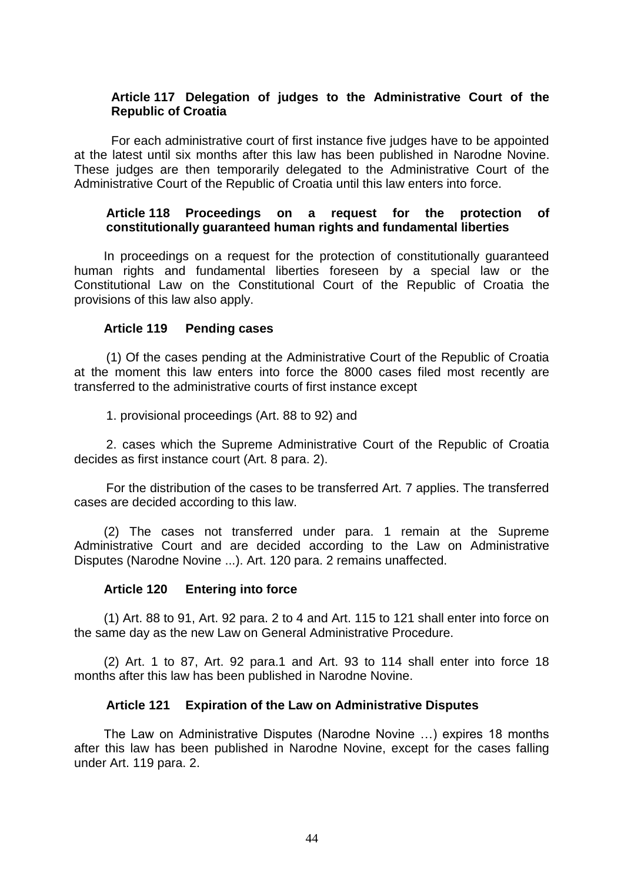### Article 117 Delegation of judges to the Administrative Court of the Republic of Croatia

For each administrative court of first instance five judges have to be appointed at the latest until six months after this law has been published in Narodne Novine. These judges are then temporarily delegated to the Administrative Court of the Administrative Court of the Republic of Croatia until this law enters into force.

### Article 118 Proceedings on a request for the protection of constitutionally guaranteed human rights and fundamental liberties

In proceedings on a request for the protection of constitutionally guaranteed human rights and fundamental liberties foreseen by a special law or the Constitutional Law on the Constitutional Court of the Republic of Croatia the provisions of this law also apply.

### Article 119 Pending cases

(1) Of the cases pending at the Administrative Court of the Republic of Croatia at the moment this law enters into force the 8000 cases filed most recently are transferred to the administrative courts of first instance except

1. provisional proceedings (Art. 88 to 92) and

2. cases which the Supreme Administrative Court of the Republic of Croatia decides as first instance court (Art. 8 para. 2).

For the distribution of the cases to be transferred Art. 7 applies. The transferred cases are decided according to this law.

(2) The cases not transferred under para. 1 remain at the Supreme Administrative Court and are decided according to the Law on Administrative Disputes (Narodne Novine ...). Art. 120 para. 2 remains unaffected.

### Article 120 Entering into force

(1) Art. 88 to 91, Art. 92 para. 2 to 4 and Art. 115 to 121 shall enter into force on the same day as the new Law on General Administrative Procedure.

(2) Art. 1 to 87, Art. 92 para.1 and Art. 93 to 114 shall enter into force 18 months after this law has been published in Narodne Novine.

### Article 121 Expiration of the Law on Administrative Disputes

The Law on Administrative Disputes (Narodne Novine …) expires 18 months after this law has been published in Narodne Novine, except for the cases falling under Art. 119 para. 2.